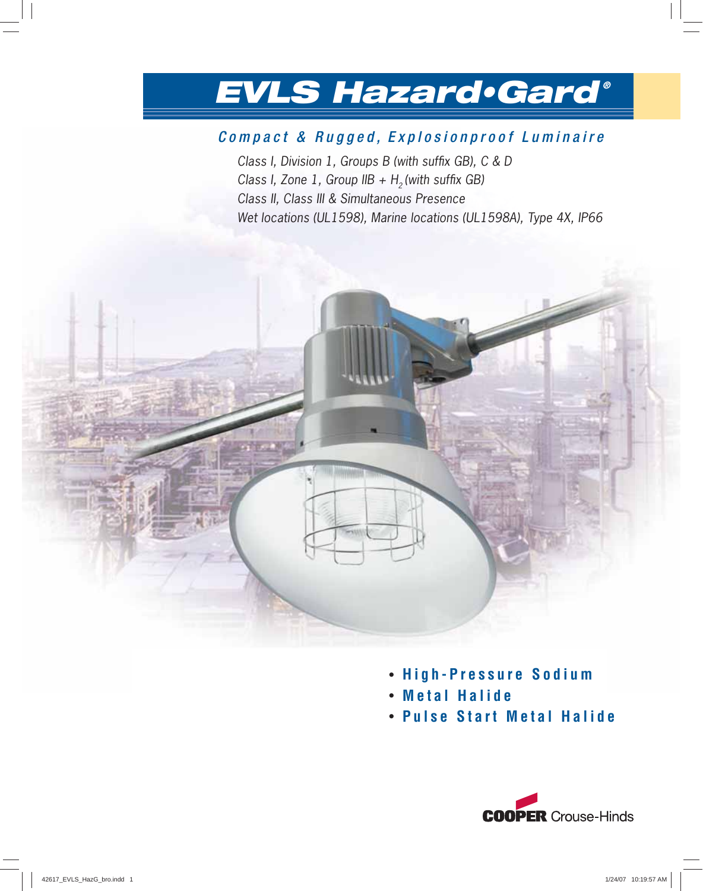# EVLS Hazard•Gard®

## *Compact & Rugged, Explosionproof Luminaire*

*Class I, Division 1, Groups B (with suffix GB), C & D*
*Class I, Zone 1, Group IIB + $H_2$ (with suffix GB)*
*Class II, Class III & Simultaneous Presence*
*Wet locations (UL1598), Marine locations (UL1598A), Type 4X, IP66*

- **High-Pressure Sodium**
- **Metal Halide**
- **Pulse Start Metal Halide**

COOPER Crouse-Hinds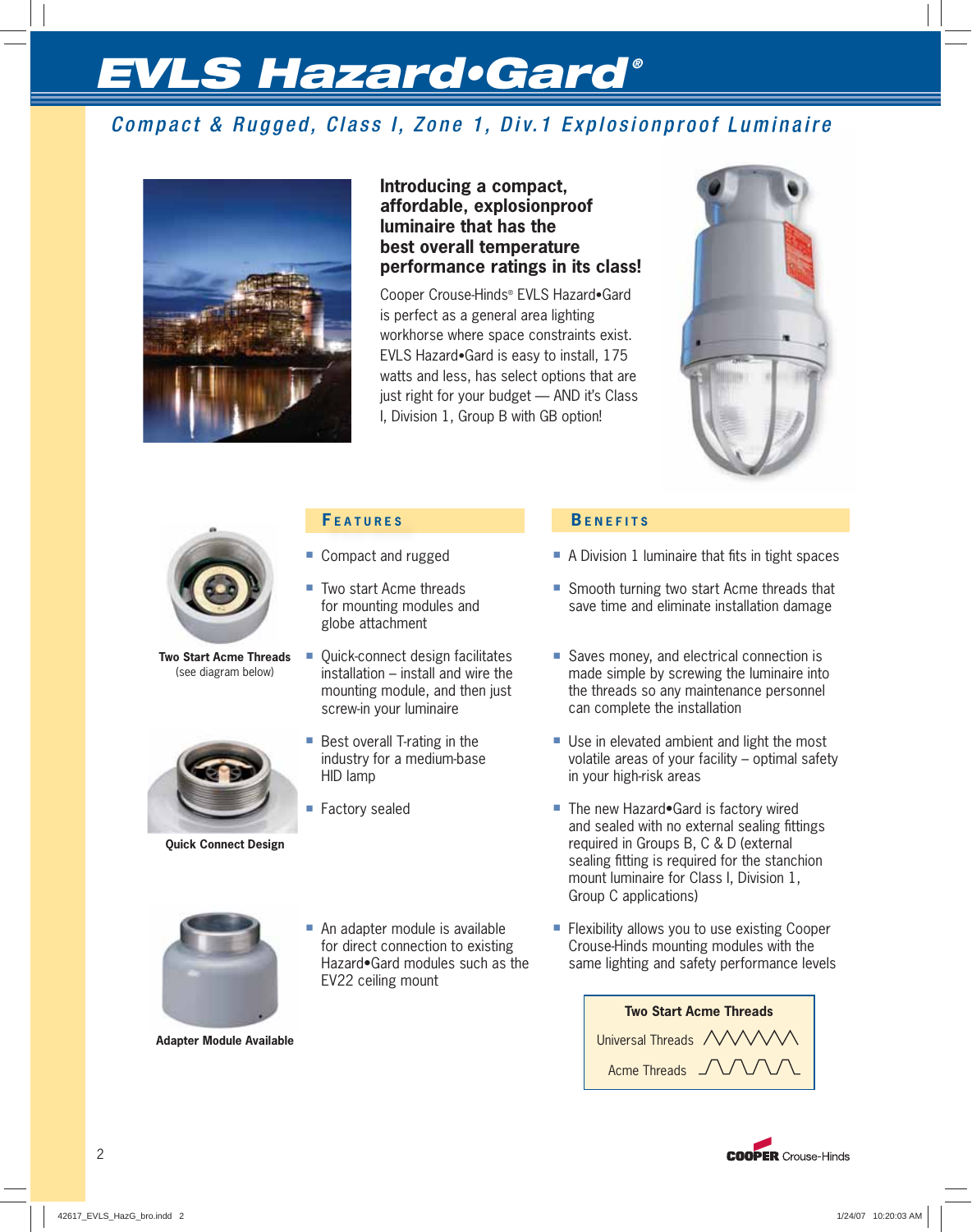# EVLS Hazard•Gard®

## Compact & Rugged, Class I, Zone 1, Div.1 Explosionproof Luminaire

**Introducing a compact, affordable, explosionproof luminaire that has the best overall temperature performance ratings in its class!**

Cooper Crouse-Hinds® EVLS Hazard•Gard is perfect as a general area lighting workhorse where space constraints exist. EVLS Hazard•Gard is easy to install, 175 watts and less, has select options that are just right for your budget — AND it's Class I, Division 1, Group B with GB option!

**Two Start Acme Threads**
(see diagram below)

**Quick Connect Design**

**Adapter Module Available**

| Features | Benefits |
|---|---|
| Compact and rugged | A Division 1 luminaire that fits in tight spaces |
| Two start Acme threads for mounting modules and globe attachment | Smooth turning two start Acme threads that save time and eliminate installation damage |
| Quick-connect design facilitates installation – install and wire the mounting module, and then just screw-in your luminaire | Saves money, and electrical connection is made simple by screwing the luminaire into the threads so any maintenance personnel can complete the installation |
| Best overall T-rating in the industry for a medium-base HID lamp | Use in elevated ambient and light the most volatile areas of your facility – optimal safety in your high-risk areas |
| Factory sealed | The new Hazard•Gard is factory wired and sealed with no external sealing fittings required in Groups B, C & D (external sealing fitting is required for the stanchion mount luminaire for Class I, Division 1, Group C applications) |
| An adapter module is available for direct connection to existing Hazard•Gard modules such as the EV22 ceiling mount | Flexibility allows you to use existing Cooper Crouse-Hinds mounting modules with the same lighting and safety performance levels |

**Two Start Acme Threads**

Universal Threads

Acme Threads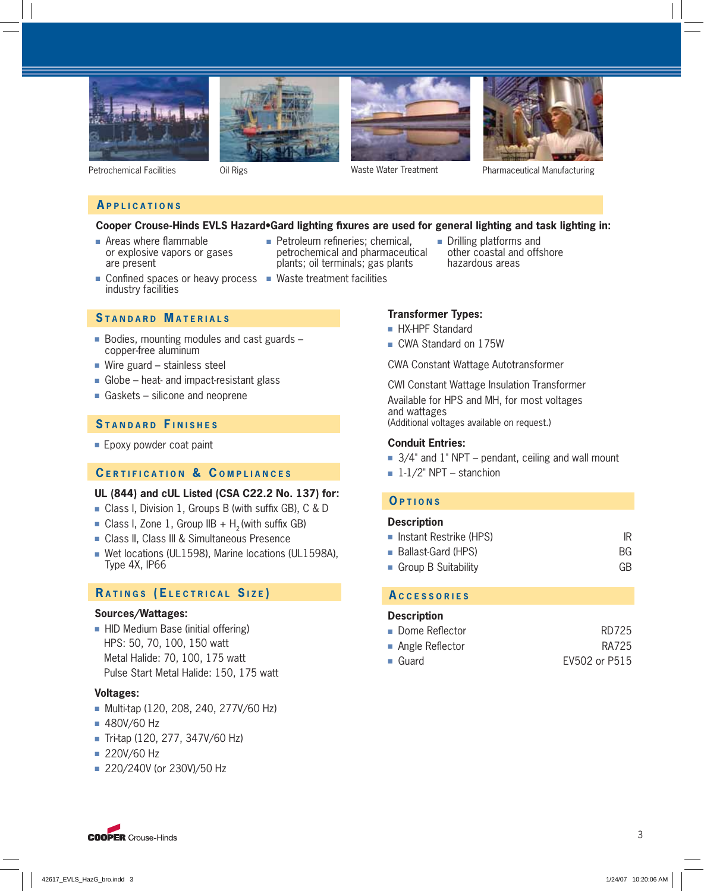Petrochemical Facilities

Oil Rigs

Waste Water Treatment

Pharmaceutical Manufacturing

## Applications

**Cooper Crouse-Hinds EVLS Hazard•Gard lighting fixtures are used for general lighting and task lighting in:**

- Areas where flammable or explosive vapors or gases are present
- Confined spaces or heavy process industry facilities
- Petroleum refineries; chemical, petrochemical and pharmaceutical plants; oil terminals; gas plants
- Waste treatment facilities
- Drilling platforms and other coastal and offshore hazardous areas

## Standard Materials

- Bodies, mounting modules and cast guards – copper-free aluminum
- Wire guard – stainless steel
- Globe – heat- and impact-resistant glass
- Gaskets – silicone and neoprene

## Standard Finishes

- Epoxy powder coat paint

## Certification & Compliances

**UL (844) and cUL Listed (CSA C22.2 No. 137) for:**

- Class I, Division 1, Groups B (with suffix GB), C & D
- Class I, Zone 1, Group IIB + $H_2$ (with suffix GB)
- Class II, Class III & Simultaneous Presence
- Wet locations (UL1598), Marine locations (UL1598A), Type 4X, IP66

## Ratings (Electrical Size)

**Sources/Wattages:**

- HID Medium Base (initial offering)
  HPS: 50, 70, 100, 150 watt
  Metal Halide: 70, 100, 175 watt
  Pulse Start Metal Halide: 150, 175 watt

**Voltages:**

- Multi-tap (120, 208, 240, 277V/60 Hz)
- 480V/60 Hz
- Tri-tap (120, 277, 347V/60 Hz)
- 220V/60 Hz
- 220/240V (or 230V)/50 Hz

**Transformer Types:**

- HX-HPF Standard
- CWA Standard on 175W

CWA Constant Wattage Autotransformer

CWI Constant Wattage Insulation Transformer

Available for HPS and MH, for most voltages and wattages
(Additional voltages available on request.)

**Conduit Entries:**

- 3/4" and 1" NPT – pendant, ceiling and wall mount
- 1-1/2" NPT – stanchion

## Options

| Description | |
|---|---|
| Instant Restrike (HPS) | IR |
| Ballast-Gard (HPS) | BG |
| Group B Suitability | GB |

## Accessories

| Description | |
|---|---|
| Dome Reflector | RD725 |
| Angle Reflector | RA725 |
| Guard | EV502 or P515 |

COOPER Crouse-Hinds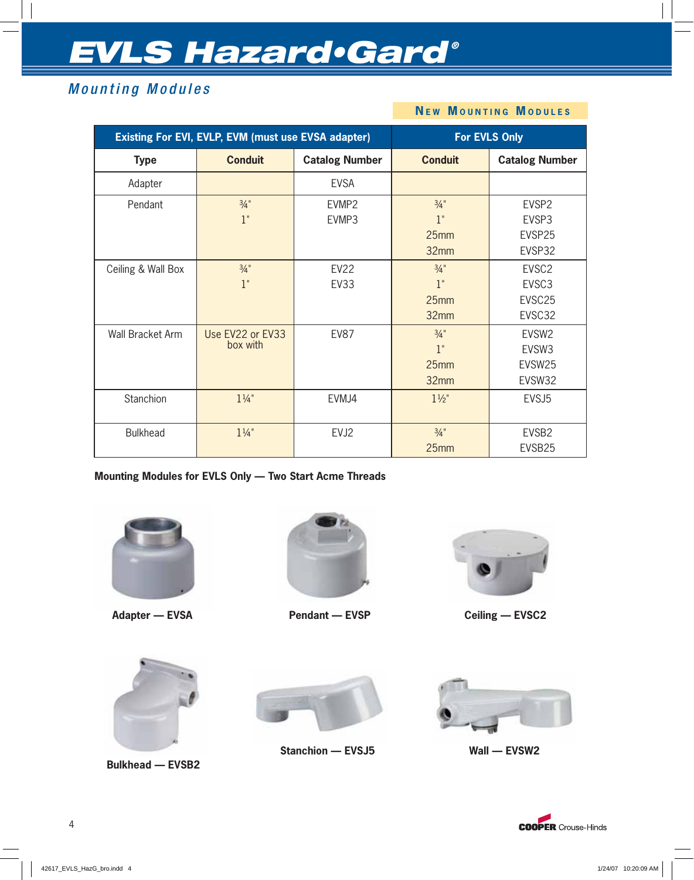# EVLS Hazard•Gard®

## Mounting Modules

**New Mounting Modules**

| Existing For EVI, EVLP, EVM (must use EVSA adapter) | | | For EVLS Only | |
|---|---|---|---|---|
| **Type** | **Conduit** | **Catalog Number** | **Conduit** | **Catalog Number** |
| Adapter | | EVSA | | |
| Pendant | ¾"<br>1" | EVMP2<br>EVMP3 | ¾"<br>1"<br>25mm<br>32mm | EVSP2<br>EVSP3<br>EVSP25<br>EVSP32 |
| Ceiling & Wall Box | ¾"<br>1" | EV22<br>EV33 | ¾"<br>1"<br>25mm<br>32mm | EVSC2<br>EVSC3<br>EVSC25<br>EVSC32 |
| Wall Bracket Arm | Use EV22 or EV33 box with | EV87 | ¾"<br>1"<br>25mm<br>32mm | EVSW2<br>EVSW3<br>EVSW25<br>EVSW32 |
| Stanchion | 1¼" | EVMJ4 | 1½" | EVSJ5 |
| Bulkhead | 1¼" | EVJ2 | ¾"<br>25mm | EVSB2<br>EVSB25 |

**Mounting Modules for EVLS Only — Two Start Acme Threads**

**Adapter — EVSA**

**Pendant — EVSP**

**Ceiling — EVSC2**

**Bulkhead — EVSB2**

**Stanchion — EVSJ5**

**Wall — EVSW2**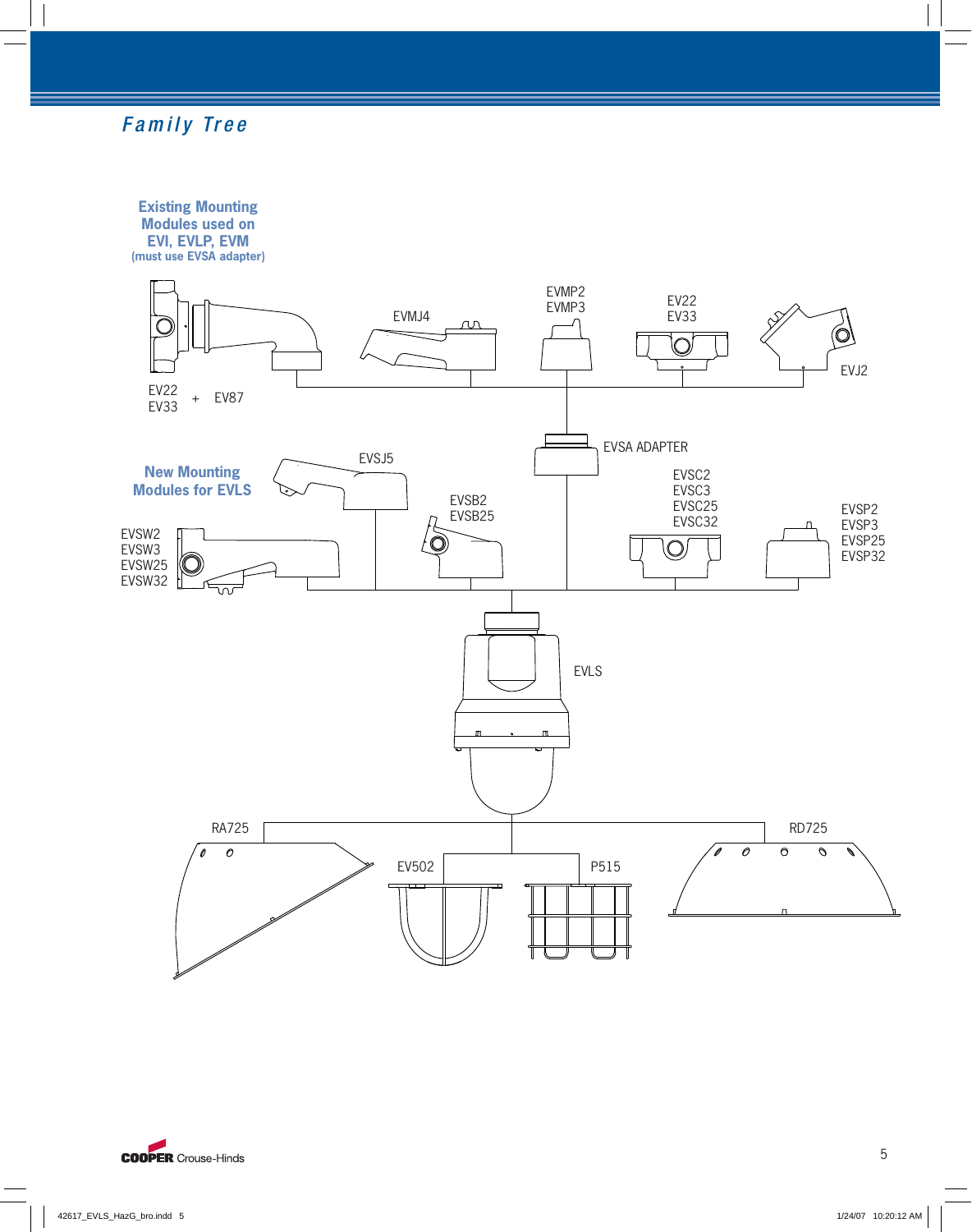## *Family Tree*

**Existing Mounting Modules used on EVI, EVLP, EVM**
**(must use EVSA adapter)**

EV22
EV33 + EV87

EVMJ4

EVMP2
EVMP3

EV22
EV33

EVJ2

EVSA ADAPTER

**New Mounting Modules for EVLS**

EVSJ5

EVSW2
EVSW3
EVSW25
EVSW32

EVSB2
EVSB25

EVSC2
EVSC3
EVSC25
EVSC32

EVSP2
EVSP3
EVSP25
EVSP32

EVLS

RA725

EV502

P515

RD725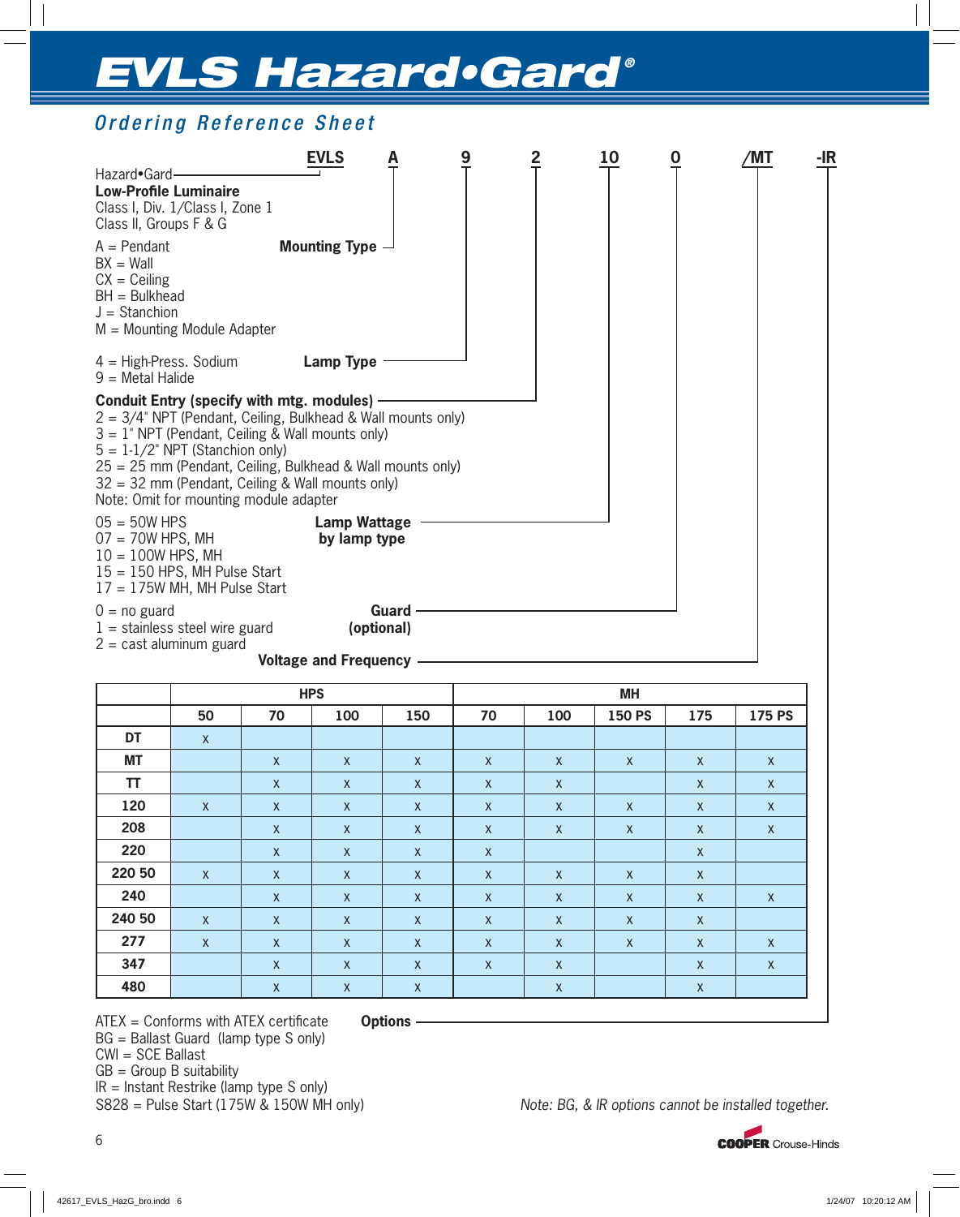# EVLS Hazard•Gard®

## *Ordering Reference Sheet*

**EVLS A 9 2 10 0 /MT -IR**

Hazard•Gard
**Low-Profile Luminaire**
Class I, Div. 1/Class I, Zone 1
Class II, Groups F & G

**Mounting Type**
- A = Pendant
- BX = Wall
- CX = Ceiling
- BH = Bulkhead
- J = Stanchion
- M = Mounting Module Adapter

**Lamp Type**
- 4 = High-Press. Sodium
- 9 = Metal Halide

**Conduit Entry (specify with mtg. modules)**
- 2 = 3/4" NPT (Pendant, Ceiling, Bulkhead & Wall mounts only)
- 3 = 1" NPT (Pendant, Ceiling & Wall mounts only)
- 5 = 1-1/2" NPT (Stanchion only)
- 25 = 25 mm (Pendant, Ceiling, Bulkhead & Wall mounts only)
- 32 = 32 mm (Pendant, Ceiling & Wall mounts only)
- Note: Omit for mounting module adapter

**Lamp Wattage by lamp type**
- 05 = 50W HPS
- 07 = 70W HPS, MH
- 10 = 100W HPS, MH
- 15 = 150 HPS, MH Pulse Start
- 17 = 175W MH, MH Pulse Start

**Guard (optional)**
- 0 = no guard
- 1 = stainless steel wire guard
- 2 = cast aluminum guard

**Voltage and Frequency**

| | HPS | | | | MH | | | | |
|---|---|---|---|---|---|---|---|---|---|
| | **50** | **70** | **100** | **150** | **70** | **100** | **150 PS** | **175** | **175 PS** |
| **DT** | x | | | | | | | | |
| **MT** | | x | x | x | x | x | x | x | x |
| **TT** | | x | x | x | x | x | | x | x |
| **120** | x | x | x | x | x | x | x | x | x |
| **208** | | x | x | x | x | x | x | x | x |
| **220** | | x | x | x | x | | | x | |
| **220 50** | x | x | x | x | x | x | x | x | |
| **240** | | x | x | x | x | x | x | x | x |
| **240 50** | x | x | x | x | x | x | x | x | |
| **277** | x | x | x | x | x | x | x | x | x |
| **347** | | x | x | x | x | x | | x | x |
| **480** | | x | x | x | | x | | x | |

**Options**
- ATEX = Conforms with ATEX certificate
- BG = Ballast Guard (lamp type S only)
- CWI = SCE Ballast
- GB = Group B suitability
- IR = Instant Restrike (lamp type S only)
- S828 = Pulse Start (175W & 150W MH only)

*Note: BG, & IR options cannot be installed together.*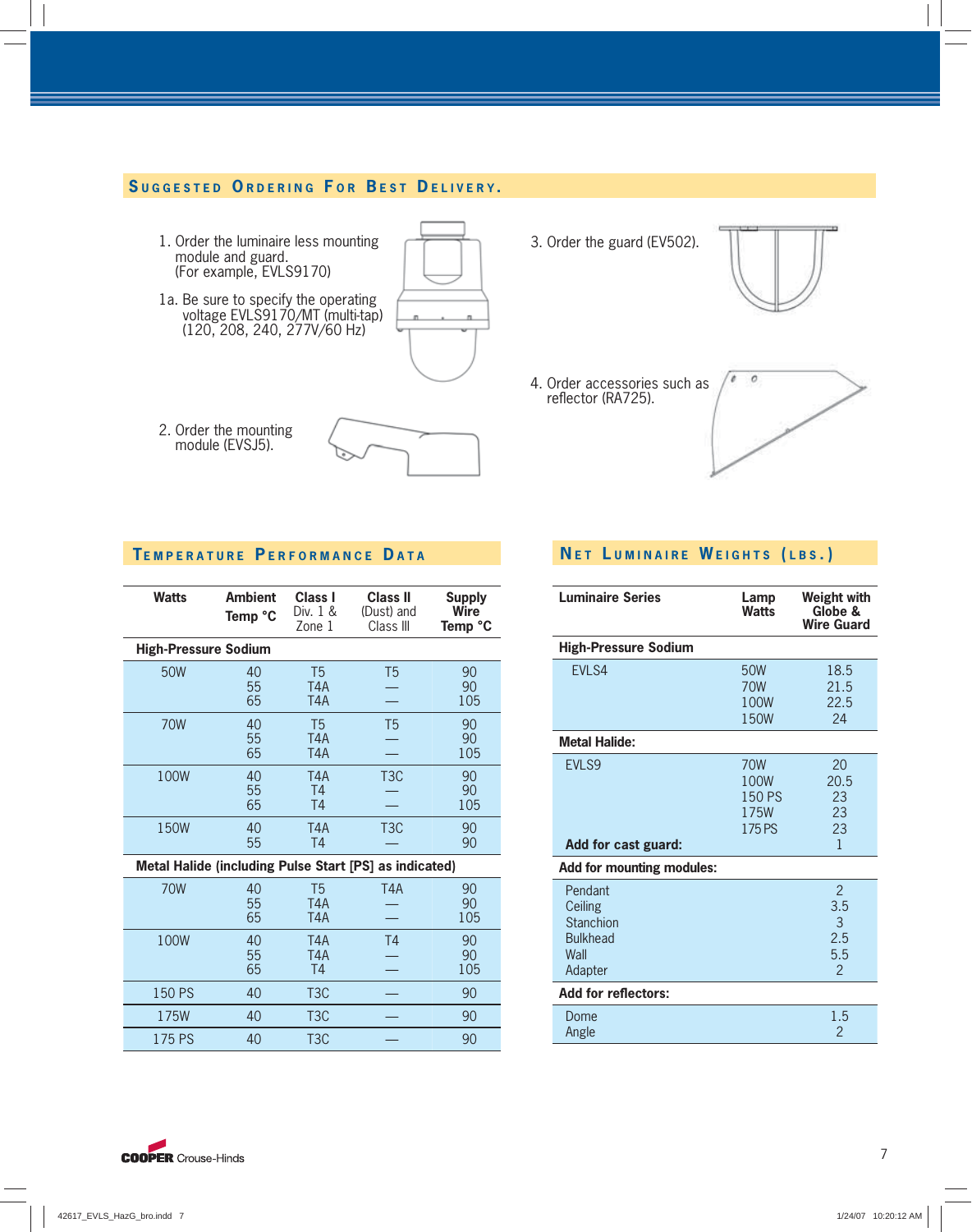## Suggested Ordering For Best Delivery.

1. Order the luminaire less mounting module and guard. (For example, EVLS9170)

1a. Be sure to specify the operating voltage EVLS9170/MT (multi-tap) (120, 208, 240, 277V/60 Hz)

2. Order the mounting module (EVSJ5).

3. Order the guard (EV502).

4. Order accessories such as reflector (RA725).

## Temperature Performance Data

| Watts | Ambient Temp °C | Class I Div. 1 & Zone 1 | Class II (Dust) and Class III | Supply Wire Temp °C |
|---|---|---|---|---|
| **High-Pressure Sodium** | | | | |
| 50W | 40 | T5 | T5 | 90 |
| | 55 | T4A | — | 90 |
| | 65 | T4A | — | 105 |
| 70W | 40 | T5 | T5 | 90 |
| | 55 | T4A | — | 90 |
| | 65 | T4A | — | 105 |
| 100W | 40 | T4A | T3C | 90 |
| | 55 | T4 | — | 90 |
| | 65 | T4 | — | 105 |
| 150W | 40 | T4A | T3C | 90 |
| | 55 | T4 | — | 90 |
| **Metal Halide (including Pulse Start [PS] as indicated)** | | | | |
| 70W | 40 | T5 | T4A | 90 |
| | 55 | T4A | — | 90 |
| | 65 | T4A | — | 105 |
| 100W | 40 | T4A | T4 | 90 |
| | 55 | T4A | — | 90 |
| | 65 | T4 | — | 105 |
| 150 PS | 40 | T3C | — | 90 |
| 175W | 40 | T3C | — | 90 |
| 175 PS | 40 | T3C | — | 90 |

## Net Luminaire Weights (lbs.)

| Luminaire Series | Lamp Watts | Weight with Globe & Wire Guard |
|---|---|---|
| **High-Pressure Sodium** | | |
| EVLS4 | 50W | 18.5 |
| | 70W | 21.5 |
| | 100W | 22.5 |
| | 150W | 24 |
| **Metal Halide:** | | |
| EVLS9 | 70W | 20 |
| | 100W | 20.5 |
| | 150 PS | 23 |
| | 175W | 23 |
| | 175 PS | 23 |
| **Add for cast guard:** | | 1 |
| **Add for mounting modules:** | | |
| Pendant | | 2 |
| Ceiling | | 3.5 |
| Stanchion | | 3 |
| Bulkhead | | 2.5 |
| Wall | | 5.5 |
| Adapter | | 2 |
| **Add for reflectors:** | | |
| Dome | | 1.5 |
| Angle | | 2 |

COOPER Crouse-Hinds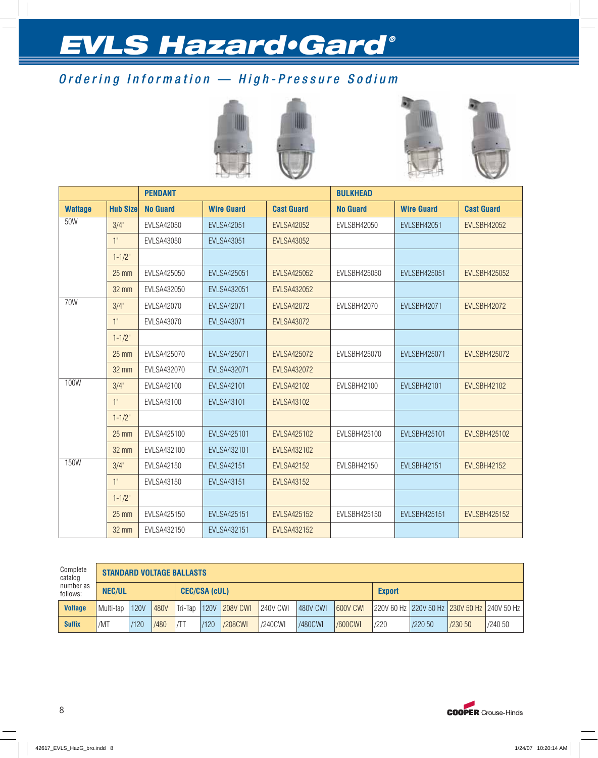# EVLS Hazard•Gard®

## Ordering Information — High-Pressure Sodium

| | | PENDANT | | | BULKHEAD | | |
|---|---|---|---|---|---|---|---|
| **Wattage** | **Hub Size** | **No Guard** | **Wire Guard** | **Cast Guard** | **No Guard** | **Wire Guard** | **Cast Guard** |
| 50W | 3/4" | EVLSA42050 | EVLSA42051 | EVLSA42052 | EVLSBH42050 | EVLSBH42051 | EVLSBH42052 |
| | 1" | EVLSA43050 | EVLSA43051 | EVLSA43052 | | | |
| | 1-1/2" | | | | | | |
| | 25 mm | EVLSA425050 | EVLSA425051 | EVLSA425052 | EVLSBH425050 | EVLSBH425051 | EVLSBH425052 |
| | 32 mm | EVLSA432050 | EVLSA432051 | EVLSA432052 | | | |
| 70W | 3/4" | EVLSA42070 | EVLSA42071 | EVLSA42072 | EVLSBH42070 | EVLSBH42071 | EVLSBH42072 |
| | 1" | EVLSA43070 | EVLSA43071 | EVLSA43072 | | | |
| | 1-1/2" | | | | | | |
| | 25 mm | EVLSA425070 | EVLSA425071 | EVLSA425072 | EVLSBH425070 | EVLSBH425071 | EVLSBH425072 |
| | 32 mm | EVLSA432070 | EVLSA432071 | EVLSA432072 | | | |
| 100W | 3/4" | EVLSA42100 | EVLSA42101 | EVLSA42102 | EVLSBH42100 | EVLSBH42101 | EVLSBH42102 |
| | 1" | EVLSA43100 | EVLSA43101 | EVLSA43102 | | | |
| | 1-1/2" | | | | | | |
| | 25 mm | EVLSA425100 | EVLSA425101 | EVLSA425102 | EVLSBH425100 | EVLSBH425101 | EVLSBH425102 |
| | 32 mm | EVLSA432100 | EVLSA432101 | EVLSA432102 | | | |
| 150W | 3/4" | EVLSA42150 | EVLSA42151 | EVLSA42152 | EVLSBH42150 | EVLSBH42151 | EVLSBH42152 |
| | 1" | EVLSA43150 | EVLSA43151 | EVLSA43152 | | | |
| | 1-1/2" | | | | | | |
| | 25 mm | EVLSA425150 | EVLSA425151 | EVLSA425152 | EVLSBH425150 | EVLSBH425151 | EVLSBH425152 |
| | 32 mm | EVLSA432150 | EVLSA432151 | EVLSA432152 | | | |

| Complete catalog number as follows: | STANDARD VOLTAGE BALLASTS | | | | | | | | | | | | |
|---|---|---|---|---|---|---|---|---|---|---|---|---|---|
| | **NEC/UL** | | | **CEC/CSA (cUL)** | | | | | | **Export** | | | |
| **Voltage** | Multi-tap | 120V | 480V | Tri-Tap | 120V | 208V CWI | 240V CWI | 480V CWI | 600V CWI | 220V 60 Hz | 220V 50 Hz | 230V 50 Hz | 240V 50 Hz |
| **Suffix** | /MT | /120 | /480 | /TT | /120 | /208CWI | /240CWI | /480CWI | /600CWI | /220 | /220 50 | /230 50 | /240 50 |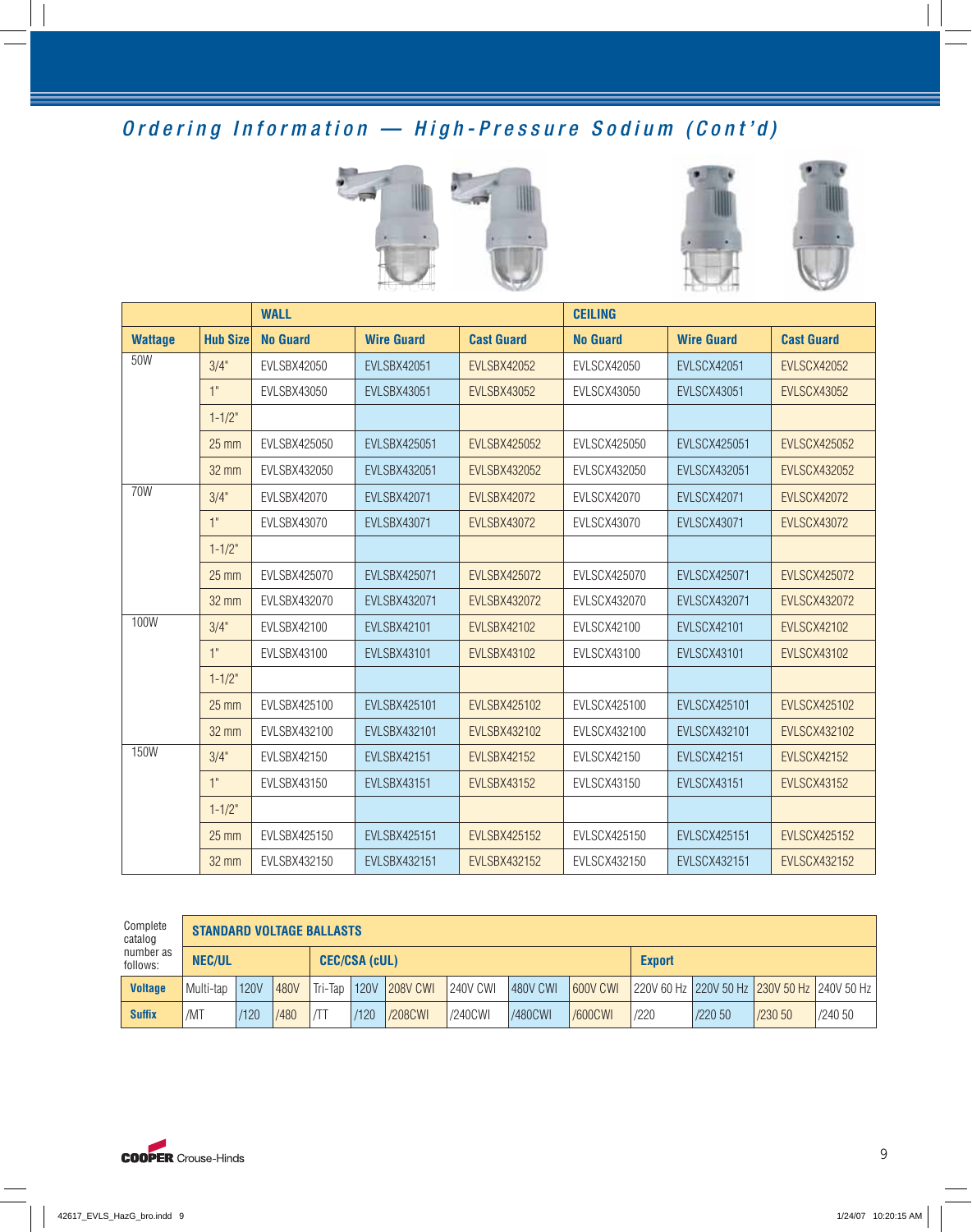## Ordering Information — High-Pressure Sodium (Cont'd)

| | | WALL | | | CEILING | | |
|---|---|---|---|---|---|---|---|
| Wattage | Hub Size | No Guard | Wire Guard | Cast Guard | No Guard | Wire Guard | Cast Guard |
| 50W | 3/4" | EVLSBX42050 | EVLSBX42051 | EVLSBX42052 | EVLSCX42050 | EVLSCX42051 | EVLSCX42052 |
| | 1" | EVLSBX43050 | EVLSBX43051 | EVLSBX43052 | EVLSCX43050 | EVLSCX43051 | EVLSCX43052 |
| | 1-1/2" | | | | | | |
| | 25 mm | EVLSBX425050 | EVLSBX425051 | EVLSBX425052 | EVLSCX425050 | EVLSCX425051 | EVLSCX425052 |
| | 32 mm | EVLSBX432050 | EVLSBX432051 | EVLSBX432052 | EVLSCX432050 | EVLSCX432051 | EVLSCX432052 |
| 70W | 3/4" | EVLSBX42070 | EVLSBX42071 | EVLSBX42072 | EVLSCX42070 | EVLSCX42071 | EVLSCX42072 |
| | 1" | EVLSBX43070 | EVLSBX43071 | EVLSBX43072 | EVLSCX43070 | EVLSCX43071 | EVLSCX43072 |
| | 1-1/2" | | | | | | |
| | 25 mm | EVLSBX425070 | EVLSBX425071 | EVLSBX425072 | EVLSCX425070 | EVLSCX425071 | EVLSCX425072 |
| | 32 mm | EVLSBX432070 | EVLSBX432071 | EVLSBX432072 | EVLSCX432070 | EVLSCX432071 | EVLSCX432072 |
| 100W | 3/4" | EVLSBX42100 | EVLSBX42101 | EVLSBX42102 | EVLSCX42100 | EVLSCX42101 | EVLSCX42102 |
| | 1" | EVLSBX43100 | EVLSBX43101 | EVLSBX43102 | EVLSCX43100 | EVLSCX43101 | EVLSCX43102 |
| | 1-1/2" | | | | | | |
| | 25 mm | EVLSBX425100 | EVLSBX425101 | EVLSBX425102 | EVLSCX425100 | EVLSCX425101 | EVLSCX425102 |
| | 32 mm | EVLSBX432100 | EVLSBX432101 | EVLSBX432102 | EVLSCX432100 | EVLSCX432101 | EVLSCX432102 |
| 150W | 3/4" | EVLSBX42150 | EVLSBX42151 | EVLSBX42152 | EVLSCX42150 | EVLSCX42151 | EVLSCX42152 |
| | 1" | EVLSBX43150 | EVLSBX43151 | EVLSBX43152 | EVLSCX43150 | EVLSCX43151 | EVLSCX43152 |
| | 1-1/2" | | | | | | |
| | 25 mm | EVLSBX425150 | EVLSBX425151 | EVLSBX425152 | EVLSCX425150 | EVLSCX425151 | EVLSCX425152 |
| | 32 mm | EVLSBX432150 | EVLSBX432151 | EVLSBX432152 | EVLSCX432150 | EVLSCX432151 | EVLSCX432152 |

| Complete catalog number as follows: | STANDARD VOLTAGE BALLASTS | | | | | | | | | | | | |
|---|---|---|---|---|---|---|---|---|---|---|---|---|---|
| | NEC/UL | | | CEC/CSA (cUL) | | | | | | Export | | | |
| Voltage | Multi-tap | 120V | 480V | Tri-Tap | 120V | 208V CWI | 240V CWI | 480V CWI | 600V CWI | 220V 60 Hz | 220V 50 Hz | 230V 50 Hz | 240V 50 Hz |
| Suffix | /MT | /120 | /480 | /TT | /120 | /208CWI | /240CWI | /480CWI | /600CWI | /220 | /220 50 | /230 50 | /240 50 |

COOPER Crouse-Hinds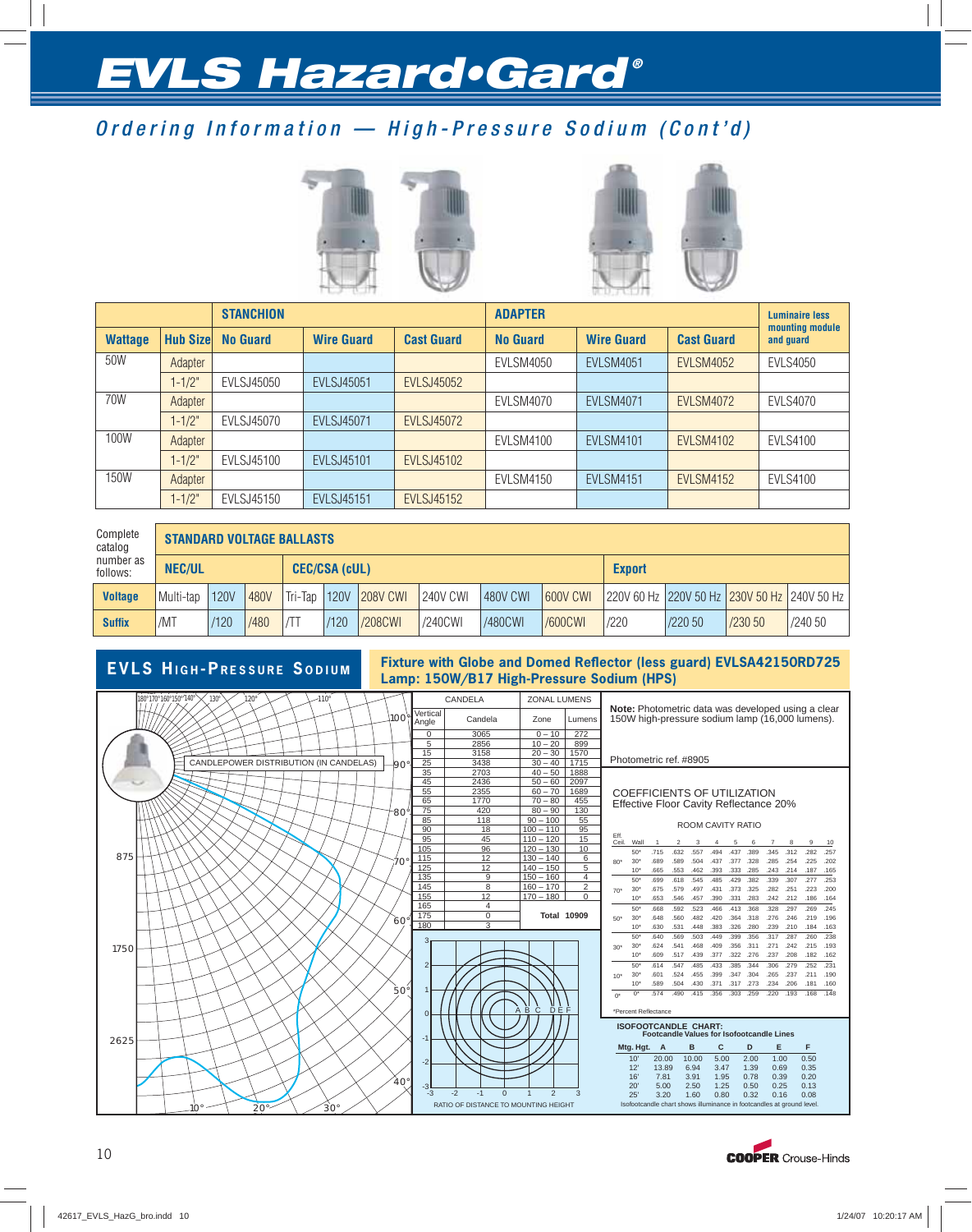# EVLS Hazard•Gard®

## Ordering Information — High-Pressure Sodium (Cont'd)

| | | STANCHION | | | ADAPTER | | | Luminaire less mounting module and guard |
|---|---|---|---|---|---|---|---|---|
| **Wattage** | **Hub Size** | **No Guard** | **Wire Guard** | **Cast Guard** | **No Guard** | **Wire Guard** | **Cast Guard** | |
| 50W | Adapter | | | | EVLSM4050 | EVLSM4051 | EVLSM4052 | EVLS4050 |
| | 1-1/2" | EVLSJ45050 | EVLSJ45051 | EVLSJ45052 | | | | |
| 70W | Adapter | | | | EVLSM4070 | EVLSM4071 | EVLSM4072 | EVLS4070 |
| | 1-1/2" | EVLSJ45070 | EVLSJ45071 | EVLSJ45072 | | | | |
| 100W | Adapter | | | | EVLSM4100 | EVLSM4101 | EVLSM4102 | EVLS4100 |
| | 1-1/2" | EVLSJ45100 | EVLSJ45101 | EVLSJ45102 | | | | |
| 150W | Adapter | | | | EVLSM4150 | EVLSM4151 | EVLSM4152 | EVLS4100 |
| | 1-1/2" | EVLSJ45150 | EVLSJ45151 | EVLSJ45152 | | | | |

| Complete catalog number as follows: | STANDARD VOLTAGE BALLASTS | | | | | | | | | | | | | |
|---|---|---|---|---|---|---|---|---|---|---|---|---|---|---|
| | **NEC/UL** | | | **CEC/CSA (cUL)** | | | | | | **Export** | | | |
| **Voltage** | Multi-tap | 120V | 480V | Tri-Tap | 120V | 208V CWI | 240V CWI | 480V CWI | 600V CWI | 220V 60 Hz | 220V 50 Hz | 230V 50 Hz | 240V 50 Hz |
| **Suffix** | /MT | /120 | /480 | /TT | /120 | /208CWI | /240CWI | /480CWI | /600CWI | /220 | /220 50 | /230 50 | /240 50 |

## EVLS High-Pressure Sodium

**Fixture with Globe and Domed Reflector (less guard) EVLSA42150RD725**
**Lamp: 150W/B17 High-Pressure Sodium (HPS)**

CANDLEPOWER DISTRIBUTION (IN CANDELAS)

| Vertical Angle | Candela |
|---|---|
| 0 | 3065 |
| 5 | 2856 |
| 15 | 3158 |
| 25 | 3438 |
| 35 | 2703 |
| 45 | 2436 |
| 55 | 2355 |
| 65 | 1770 |
| 75 | 420 |
| 85 | 118 |
| 90 | 18 |
| 95 | 45 |
| 105 | 96 |
| 115 | 12 |
| 125 | 12 |
| 135 | 9 |
| 145 | 8 |
| 155 | 12 |
| 165 | 4 |
| 175 | 0 |
| 180 | 3 |

| Zone | Lumens |
|---|---|
| 0 – 10 | 272 |
| 10 – 20 | 899 |
| 20 – 30 | 1570 |
| 30 – 40 | 1715 |
| 40 – 50 | 1888 |
| 50 – 60 | 2097 |
| 60 – 70 | 1689 |
| 70 – 80 | 455 |
| 80 – 90 | 130 |
| 90 – 100 | 55 |
| 100 – 110 | 95 |
| 110 – 120 | 15 |
| 120 – 130 | 10 |
| 130 – 140 | 6 |
| 140 – 150 | 5 |
| 150 – 160 | 4 |
| 160 – 170 | 2 |
| 170 – 180 | 0 |
| **Total** | **10909** |

RATIO OF DISTANCE TO MOUNTING HEIGHT

**Note:** Photometric data was developed using a clear 150W high-pressure sodium lamp (16,000 lumens).

Photometric ref. #8905

COEFFICIENTS OF UTILIZATION
Effective Floor Cavity Reflectance 20%

ROOM CAVITY RATIO

| Eff. Ceil. | Wall | 1 | 2 | 3 | 4 | 5 | 6 | 7 | 8 | 9 | 10 |
|---|---|---|---|---|---|---|---|---|---|---|---|
| 80* | 50* | .715 | .632 | .557 | .494 | .437 | .389 | .345 | .312 | .282 | .257 |
| | 30* | .689 | .589 | .504 | .437 | .377 | .328 | .285 | .254 | .225 | .202 |
| | 10* | .665 | .553 | .462 | .393 | .333 | .285 | .243 | .214 | .187 | .165 |
| 70* | 50* | .699 | .618 | .545 | .485 | .429 | .382 | .339 | .307 | .277 | .253 |
| | 30* | .675 | .579 | .497 | .431 | .373 | .325 | .282 | .251 | .223 | .200 |
| | 10* | .653 | .546 | .457 | .390 | .331 | .283 | .242 | .212 | .186 | .164 |
| 50* | 50* | .668 | .592 | .523 | .466 | .413 | .368 | .328 | .297 | .269 | .245 |
| | 30* | .648 | .560 | .482 | .420 | .364 | .318 | .276 | .246 | .219 | .196 |
| | 10* | .630 | .531 | .448 | .383 | .326 | .280 | .239 | .210 | .184 | .163 |
| 30* | 50* | .640 | .569 | .503 | .449 | .399 | .356 | .317 | .287 | .260 | .238 |
| | 30* | .624 | .541 | .468 | .409 | .356 | .311 | .271 | .242 | .215 | .193 |
| | 10* | .609 | .517 | .439 | .377 | .322 | .276 | .237 | .208 | .182 | .162 |
| 10* | 50* | .614 | .547 | .485 | .433 | .385 | .344 | .306 | .279 | .252 | .231 |
| | 30* | .601 | .524 | .455 | .399 | .347 | .304 | .265 | .237 | .211 | .190 |
| | 10* | .589 | .504 | .430 | .371 | .317 | .273 | .234 | .206 | .181 | .160 |
| 0* | 0* | .574 | .490 | .415 | .356 | .303 | .259 | .220 | .193 | .168 | .148 |

*Percent Reflectance

**ISOFOOTCANDLE CHART:**
Footcandle Values for Isofootcandle Lines

| Mtg. Hgt. | A | B | C | D | E | F |
|---|---|---|---|---|---|---|
| 10' | 20.00 | 10.00 | 5.00 | 2.00 | 1.00 | 0.50 |
| 12' | 13.89 | 6.94 | 3.47 | 1.39 | 0.69 | 0.35 |
| 16' | 7.81 | 3.91 | 1.95 | 0.78 | 0.39 | 0.20 |
| 20' | 5.00 | 2.50 | 1.25 | 0.50 | 0.25 | 0.13 |
| 25' | 3.20 | 1.60 | 0.80 | 0.32 | 0.16 | 0.08 |

Isofootcandle chart shows illuminance in footcandles at ground level.

COOPER Crouse-Hinds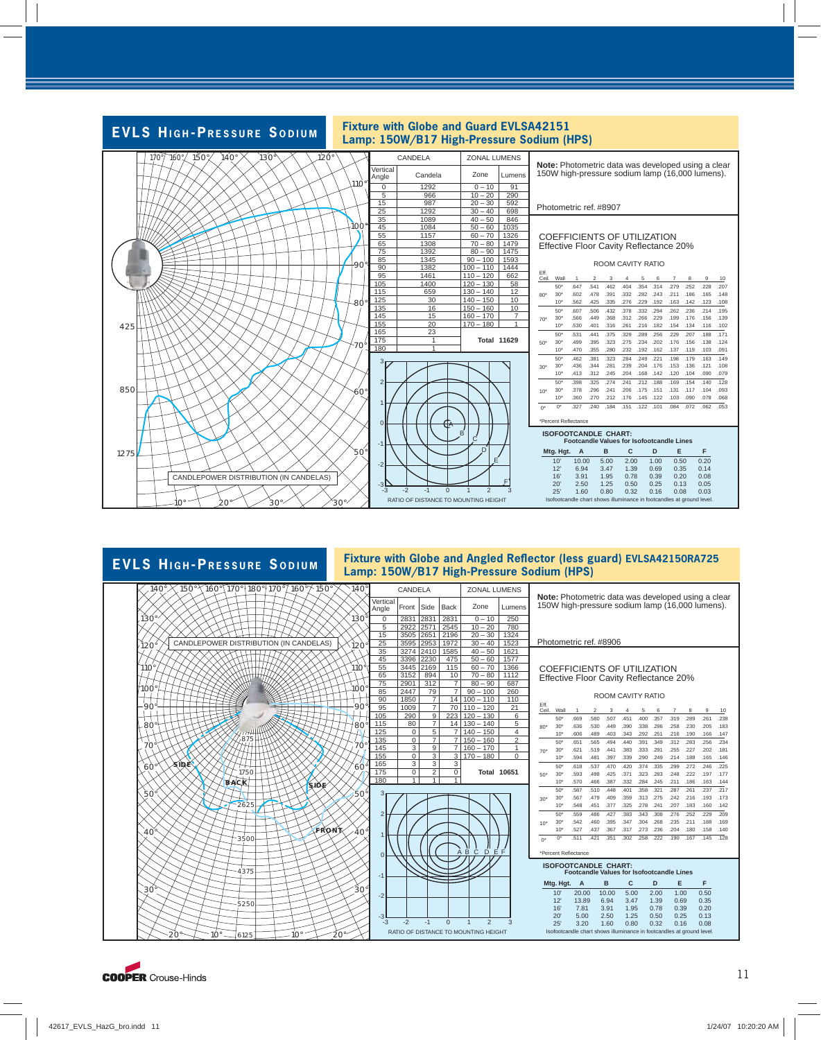## EVLS High-Pressure Sodium

### Fixture with Globe and Guard EVLSA42151
### Lamp: 150W/B17 High-Pressure Sodium (HPS)

CANDLEPOWER DISTRIBUTION (IN CANDELAS)

| Vertical Angle | Candela | Zone | Lumens |
|---|---|---|---|
| 0 | 1292 | 0 – 10 | 91 |
| 5 | 966 | 10 – 20 | 290 |
| 15 | 987 | 20 – 30 | 592 |
| 25 | 1292 | 30 – 40 | 698 |
| 35 | 1089 | 40 – 50 | 846 |
| 45 | 1084 | 50 – 60 | 1035 |
| 55 | 1157 | 60 – 70 | 1326 |
| 65 | 1308 | 70 – 80 | 1479 |
| 75 | 1392 | 80 – 90 | 1475 |
| 85 | 1345 | 90 – 100 | 1593 |
| 90 | 1382 | 100 – 110 | 1444 |
| 95 | 1461 | 110 – 120 | 662 |
| 105 | 1400 | 120 – 130 | 58 |
| 115 | 659 | 130 – 140 | 12 |
| 125 | 30 | 140 – 150 | 10 |
| 135 | 16 | 150 – 160 | 10 |
| 145 | 15 | 160 – 170 | 7 |
| 155 | 20 | 170 – 180 | 1 |
| 165 | 23 | | |
| 175 | 1 | Total | 11629 |
| 180 | 1 | | |

**Note:** Photometric data was developed using a clear 150W high-pressure sodium lamp (16,000 lumens).

Photometric ref. #8907

**COEFFICIENTS OF UTILIZATION**
Effective Floor Cavity Reflectance 20%

| Eff. Ceil. | Wall | 1 | 2 | 3 | 4 | 5 | 6 | 7 | 8 | 9 | 10 |
|---|---|---|---|---|---|---|---|---|---|---|---|
| 80* | 50* | .647 | .541 | .462 | .404 | .354 | .314 | .279 | .252 | .228 | .207 |
| | 30* | .602 | .478 | .391 | .332 | .282 | .243 | .211 | .186 | .165 | .148 |
| | 10* | .562 | .425 | .335 | .276 | .229 | .192 | .163 | .142 | .123 | .108 |
| 70* | 50* | .607 | .506 | .432 | .378 | .332 | .294 | .262 | .236 | .214 | .195 |
| | 30* | .566 | .449 | .368 | .312 | .266 | .229 | .199 | .176 | .156 | .139 |
| | 10* | .530 | .401 | .316 | .261 | .216 | .182 | .154 | .134 | .116 | .102 |
| 50* | 50* | .531 | .441 | .375 | .329 | .289 | .256 | .229 | .207 | .188 | .171 |
| | 30* | .499 | .395 | .323 | .275 | .234 | .202 | .176 | .156 | .138 | .124 |
| | 10* | .470 | .355 | .280 | .232 | .192 | .162 | .137 | .119 | .103 | .091 |
| 30* | 50* | .462 | .381 | .323 | .284 | .249 | .221 | .198 | .179 | .163 | .149 |
| | 30* | .436 | .344 | .281 | .239 | .204 | .176 | .153 | .136 | .121 | .108 |
| | 10* | .413 | .312 | .245 | .204 | .168 | .142 | .120 | .104 | .090 | .079 |
| 10* | 50* | .398 | .325 | .274 | .241 | .212 | .188 | .169 | .154 | .140 | .128 |
| | 30* | .378 | .296 | .241 | .206 | .175 | .151 | .131 | .117 | .104 | .093 |
| | 10* | .360 | .270 | .212 | .176 | .145 | .122 | .103 | .090 | .078 | .068 |
| 0* | 0* | .327 | .240 | .184 | .151 | .122 | .101 | .084 | .072 | .062 | .053 |

*Percent Reflectance

**ISOFOOTCANDLE CHART:**
Footcandle Values for Isofootcandle Lines

| Mtg. Hgt. | A | B | C | D | E | F |
|---|---|---|---|---|---|---|
| 10' | 10.00 | 5.00 | 2.00 | 1.00 | 0.50 | 0.20 |
| 12' | 6.94 | 3.47 | 1.39 | 0.69 | 0.35 | 0.14 |
| 16' | 3.91 | 1.95 | 0.78 | 0.39 | 0.20 | 0.08 |
| 20' | 2.50 | 1.25 | 0.50 | 0.25 | 0.13 | 0.05 |
| 25' | 1.60 | 0.80 | 0.32 | 0.16 | 0.08 | 0.03 |

Isofootcandle chart shows illuminance in footcandles at ground level.

RATIO OF DISTANCE TO MOUNTING HEIGHT

## EVLS High-Pressure Sodium

### Fixture with Globe and Angled Reflector (less guard) EVLSA42150RA725
### Lamp: 150W/B17 High-Pressure Sodium (HPS)

CANDLEPOWER DISTRIBUTION (IN CANDELAS)

| Vertical Angle | Front | Side | Back | Zone | Lumens |
|---|---|---|---|---|---|
| 0 | 2831 | 2831 | 2831 | 0 – 10 | 250 |
| 5 | 2922 | 2571 | 2545 | 10 – 20 | 780 |
| 15 | 3505 | 2651 | 2196 | 20 – 30 | 1324 |
| 25 | 3595 | 2953 | 1972 | 30 – 40 | 1523 |
| 35 | 3274 | 2410 | 1585 | 40 – 50 | 1621 |
| 45 | 3396 | 2230 | 475 | 50 – 60 | 1577 |
| 55 | 3445 | 2169 | 115 | 60 – 70 | 1366 |
| 65 | 3152 | 894 | 10 | 70 – 80 | 1112 |
| 75 | 2901 | 312 | 7 | 80 – 90 | 687 |
| 85 | 2447 | 79 | 7 | 90 – 100 | 260 |
| 90 | 1850 | 7 | 14 | 100 – 110 | 110 |
| 95 | 1009 | 7 | 70 | 110 – 120 | 21 |
| 105 | 290 | 9 | 223 | 120 – 130 | 6 |
| 115 | 80 | 7 | 14 | 130 – 140 | 5 |
| 125 | 0 | 5 | 7 | 140 – 150 | 4 |
| 135 | 0 | 7 | 7 | 150 – 160 | 2 |
| 145 | 3 | 9 | 7 | 160 – 170 | 1 |
| 155 | 0 | 3 | 3 | 170 – 180 | 0 |
| 165 | 3 | 3 | 3 | | |
| 175 | 0 | 2 | 0 | Total | 10651 |
| 180 | 1 | 1 | 1 | | |

**Note:** Photometric data was developed using a clear 150W high-pressure sodium lamp (16,000 lumens).

Photometric ref. #8906

**COEFFICIENTS OF UTILIZATION**
Effective Floor Cavity Reflectance 20%

| Eff. Ceil. | Wall | 1 | 2 | 3 | 4 | 5 | 6 | 7 | 8 | 9 | 10 |
|---|---|---|---|---|---|---|---|---|---|---|---|
| 80* | 50* | .669 | .580 | .507 | .451 | .400 | .357 | .319 | .289 | .261 | .238 |
| | 30* | .636 | .530 | .449 | .390 | .338 | .296 | .258 | .230 | .205 | .183 |
| | 10* | .606 | .489 | .403 | .343 | .292 | .251 | .216 | .190 | .166 | .147 |
| 70* | 50* | .651 | .565 | .494 | .440 | .391 | .349 | .312 | .283 | .256 | .234 |
| | 30* | .621 | .519 | .441 | .383 | .333 | .291 | .255 | .227 | .202 | .181 |
| | 10* | .594 | .481 | .397 | .339 | .290 | .249 | .214 | .188 | .165 | .146 |
| 50* | 50* | .618 | .537 | .470 | .420 | .374 | .335 | .299 | .272 | .246 | .225 |
| | 30* | .593 | .498 | .425 | .371 | .323 | .283 | .248 | .222 | .197 | .177 |
| | 10* | .570 | .466 | .387 | .332 | .284 | .245 | .211 | .186 | .163 | .144 |
| 30* | 50* | .587 | .510 | .448 | .401 | .358 | .321 | .287 | .261 | .237 | .217 |
| | 30* | .567 | .479 | .409 | .359 | .313 | .275 | .242 | .216 | .193 | .173 |
| | 10* | .548 | .451 | .377 | .325 | .278 | .241 | .207 | .183 | .160 | .142 |
| 10* | 50* | .559 | .486 | .427 | .383 | .343 | .308 | .276 | .252 | .229 | .209 |
| | 30* | .542 | .460 | .395 | .347 | .304 | .268 | .235 | .211 | .188 | .169 |
| | 10* | .527 | .437 | .367 | .317 | .273 | .236 | .204 | .180 | .158 | .140 |
| 0* | 0* | .511 | .421 | .351 | .302 | .258 | .222 | .190 | .167 | .145 | .128 |

*Percent Reflectance

**ISOFOOTCANDLE CHART:**
Footcandle Values for Isofootcandle Lines

| Mtg. Hgt. | A | B | C | D | E | F |
|---|---|---|---|---|---|---|
| 10' | 20.00 | 10.00 | 5.00 | 2.00 | 1.00 | 0.50 |
| 12' | 13.89 | 6.94 | 3.47 | 1.39 | 0.69 | 0.35 |
| 16' | 7.81 | 3.91 | 1.95 | 0.78 | 0.39 | 0.20 |
| 20' | 5.00 | 2.50 | 1.25 | 0.50 | 0.25 | 0.13 |
| 25' | 3.20 | 1.60 | 0.80 | 0.32 | 0.16 | 0.08 |

Isofootcandle chart shows illuminance in footcandles at ground level.

RATIO OF DISTANCE TO MOUNTING HEIGHT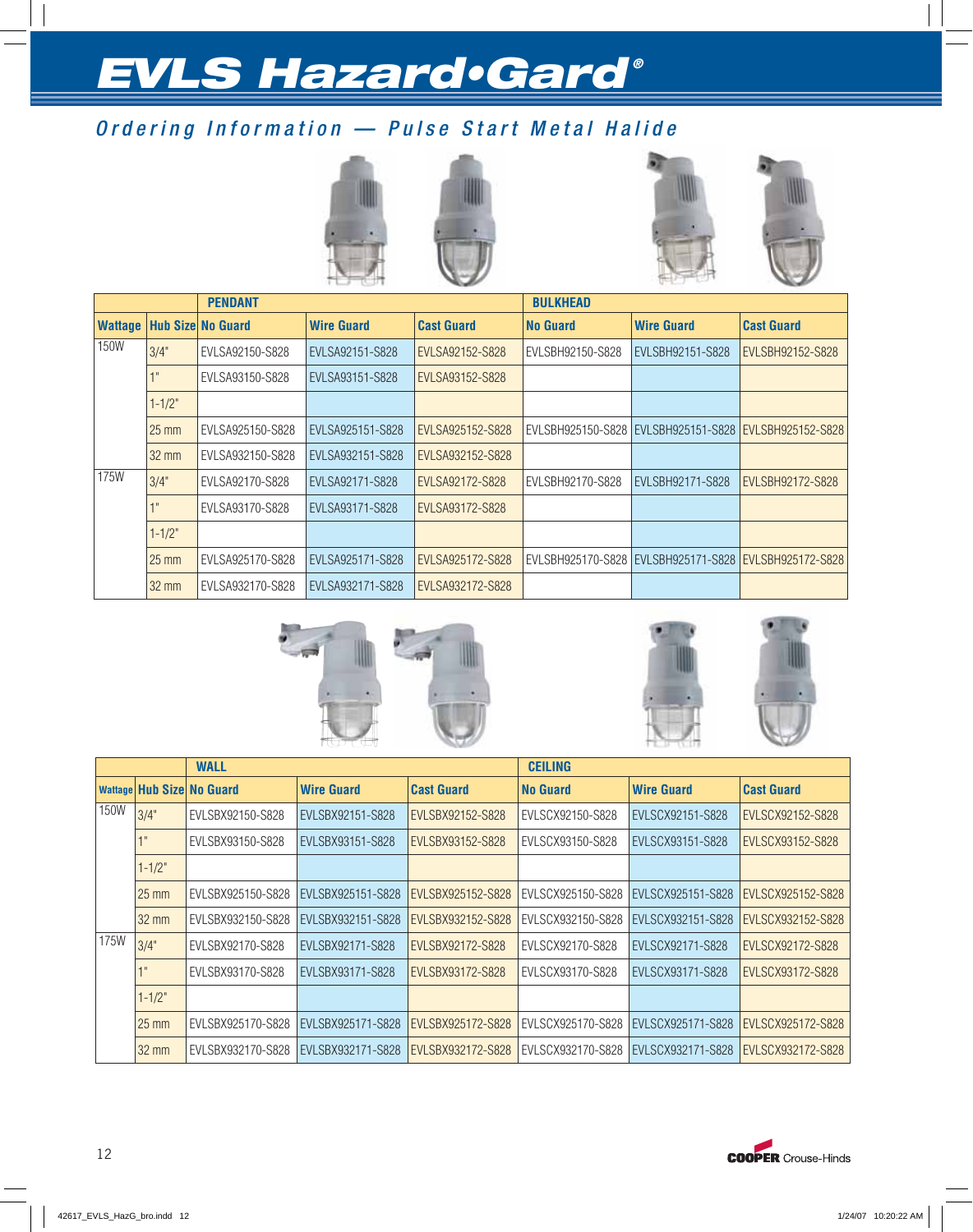# EVLS Hazard•Gard®

## Ordering Information — Pulse Start Metal Halide

| | | PENDANT | | | BULKHEAD | | |
|---|---|---|---|---|---|---|---|
| **Wattage** | **Hub Size** | **No Guard** | **Wire Guard** | **Cast Guard** | **No Guard** | **Wire Guard** | **Cast Guard** |
| 150W | 3/4" | EVLSA92150-S828 | EVLSA92151-S828 | EVLSA92152-S828 | EVLSBH92150-S828 | EVLSBH92151-S828 | EVLSBH92152-S828 |
| | 1" | EVLSA93150-S828 | EVLSA93151-S828 | EVLSA93152-S828 | | | |
| | 1-1/2" | | | | | | |
| | 25 mm | EVLSA925150-S828 | EVLSA925151-S828 | EVLSA925152-S828 | EVLSBH925150-S828 | EVLSBH925151-S828 | EVLSBH925152-S828 |
| | 32 mm | EVLSA932150-S828 | EVLSA932151-S828 | EVLSA932152-S828 | | | |
| 175W | 3/4" | EVLSA92170-S828 | EVLSA92171-S828 | EVLSA92172-S828 | EVLSBH92170-S828 | EVLSBH92171-S828 | EVLSBH92172-S828 |
| | 1" | EVLSA93170-S828 | EVLSA93171-S828 | EVLSA93172-S828 | | | |
| | 1-1/2" | | | | | | |
| | 25 mm | EVLSA925170-S828 | EVLSA925171-S828 | EVLSA925172-S828 | EVLSBH925170-S828 | EVLSBH925171-S828 | EVLSBH925172-S828 |
| | 32 mm | EVLSA932170-S828 | EVLSA932171-S828 | EVLSA932172-S828 | | | |

| | | WALL | | | CEILING | | |
|---|---|---|---|---|---|---|---|
| **Wattage** | **Hub Size** | **No Guard** | **Wire Guard** | **Cast Guard** | **No Guard** | **Wire Guard** | **Cast Guard** |
| 150W | 3/4" | EVLSBX92150-S828 | EVLSBX92151-S828 | EVLSBX92152-S828 | EVLSCX92150-S828 | EVLSCX92151-S828 | EVLSCX92152-S828 |
| | 1" | EVLSBX93150-S828 | EVLSBX93151-S828 | EVLSBX93152-S828 | EVLSCX93150-S828 | EVLSCX93151-S828 | EVLSCX93152-S828 |
| | 1-1/2" | | | | | | |
| | 25 mm | EVLSBX925150-S828 | EVLSBX925151-S828 | EVLSBX925152-S828 | EVLSCX925150-S828 | EVLSCX925151-S828 | EVLSCX925152-S828 |
| | 32 mm | EVLSBX932150-S828 | EVLSBX932151-S828 | EVLSBX932152-S828 | EVLSCX932150-S828 | EVLSCX932151-S828 | EVLSCX932152-S828 |
| 175W | 3/4" | EVLSBX92170-S828 | EVLSBX92171-S828 | EVLSBX92172-S828 | EVLSCX92170-S828 | EVLSCX92171-S828 | EVLSCX92172-S828 |
| | 1" | EVLSBX93170-S828 | EVLSBX93171-S828 | EVLSBX93172-S828 | EVLSCX93170-S828 | EVLSCX93171-S828 | EVLSCX93172-S828 |
| | 1-1/2" | | | | | | |
| | 25 mm | EVLSBX925170-S828 | EVLSBX925171-S828 | EVLSBX925172-S828 | EVLSCX925170-S828 | EVLSCX925171-S828 | EVLSCX925172-S828 |
| | 32 mm | EVLSBX932170-S828 | EVLSBX932171-S828 | EVLSBX932172-S828 | EVLSCX932170-S828 | EVLSCX932171-S828 | EVLSCX932172-S828 |

COOPER Crouse-Hinds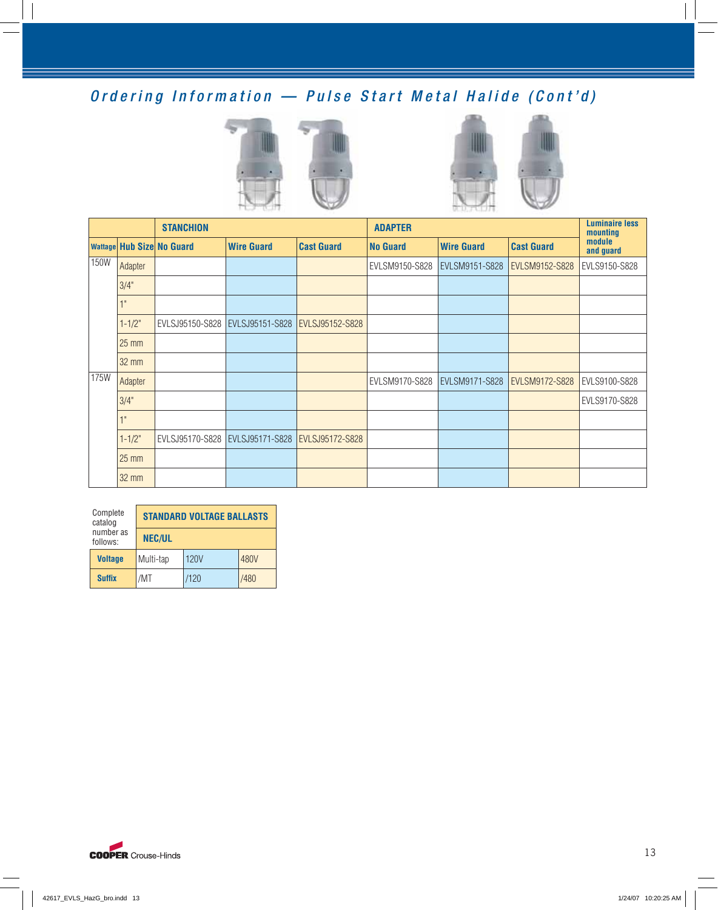## Ordering Information — Pulse Start Metal Halide (Cont'd)

| | | STANCHION | | | ADAPTER | | | Luminaire less mounting module and guard |
|---|---|---|---|---|---|---|---|---|
| **Wattage** | **Hub Size** | **No Guard** | **Wire Guard** | **Cast Guard** | **No Guard** | **Wire Guard** | **Cast Guard** | |
| 150W | Adapter | | | | EVLSM9150-S828 | EVLSM9151-S828 | EVLSM9152-S828 | EVLS9150-S828 |
| | 3/4" | | | | | | | |
| | 1" | | | | | | | |
| | 1-1/2" | EVLSJ95150-S828 | EVLSJ95151-S828 | EVLSJ95152-S828 | | | | |
| | 25 mm | | | | | | | |
| | 32 mm | | | | | | | |
| 175W | Adapter | | | | EVLSM9170-S828 | EVLSM9171-S828 | EVLSM9172-S828 | EVLS9100-S828 |
| | 3/4" | | | | | | | EVLS9170-S828 |
| | 1" | | | | | | | |
| | 1-1/2" | EVLSJ95170-S828 | EVLSJ95171-S828 | EVLSJ95172-S828 | | | | |
| | 25 mm | | | | | | | |
| | 32 mm | | | | | | | |

| Complete catalog number as follows: | STANDARD VOLTAGE BALLASTS | | |
|---|---|---|---|
| | **NEC/UL** | | |
| **Voltage** | Multi-tap | 120V | 480V |
| **Suffix** | /MT | /120 | /480 |

COOPER Crouse-Hinds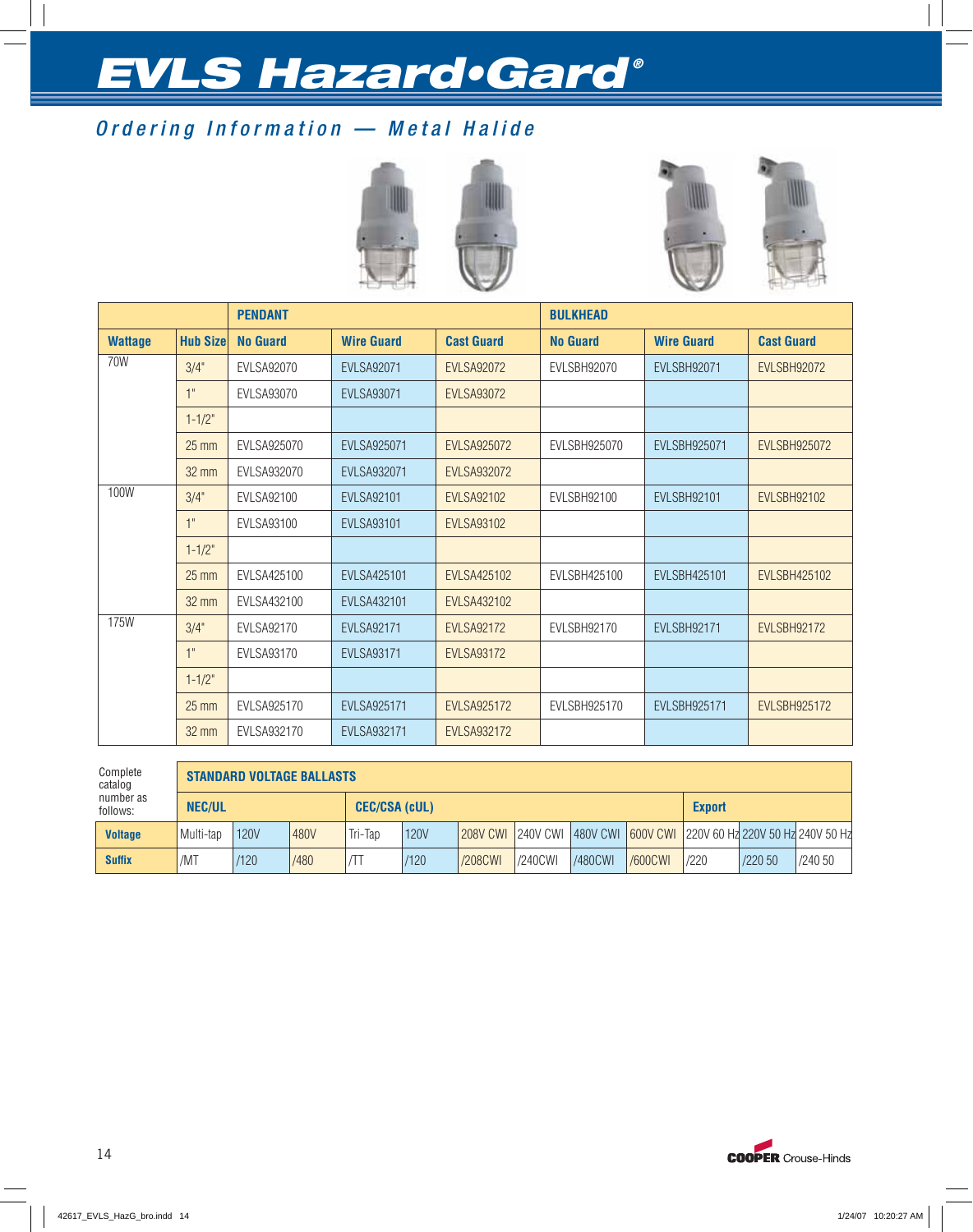# EVLS Hazard•Gard®

## Ordering Information — Metal Halide

| | | PENDANT | | | BULKHEAD | | |
|---|---|---|---|---|---|---|---|
| **Wattage** | **Hub Size** | **No Guard** | **Wire Guard** | **Cast Guard** | **No Guard** | **Wire Guard** | **Cast Guard** |
| 70W | 3/4" | EVLSA92070 | EVLSA92071 | EVLSA92072 | EVLSBH92070 | EVLSBH92071 | EVLSBH92072 |
| | 1" | EVLSA93070 | EVLSA93071 | EVLSA93072 | | | |
| | 1-1/2" | | | | | | |
| | 25 mm | EVLSA925070 | EVLSA925071 | EVLSA925072 | EVLSBH925070 | EVLSBH925071 | EVLSBH925072 |
| | 32 mm | EVLSA932070 | EVLSA932071 | EVLSA932072 | | | |
| 100W | 3/4" | EVLSA92100 | EVLSA92101 | EVLSA92102 | EVLSBH92100 | EVLSBH92101 | EVLSBH92102 |
| | 1" | EVLSA93100 | EVLSA93101 | EVLSA93102 | | | |
| | 1-1/2" | | | | | | |
| | 25 mm | EVLSA425100 | EVLSA425101 | EVLSA425102 | EVLSBH425100 | EVLSBH425101 | EVLSBH425102 |
| | 32 mm | EVLSA432100 | EVLSA432101 | EVLSA432102 | | | |
| 175W | 3/4" | EVLSA92170 | EVLSA92171 | EVLSA92172 | EVLSBH92170 | EVLSBH92171 | EVLSBH92172 |
| | 1" | EVLSA93170 | EVLSA93171 | EVLSA93172 | | | |
| | 1-1/2" | | | | | | |
| | 25 mm | EVLSA925170 | EVLSA925171 | EVLSA925172 | EVLSBH925170 | EVLSBH925171 | EVLSBH925172 |
| | 32 mm | EVLSA932170 | EVLSA932171 | EVLSA932172 | | | |

| Complete catalog number as follows: | STANDARD VOLTAGE BALLASTS | | | | | | | | | | | |
|---|---|---|---|---|---|---|---|---|---|---|---|---|
| | **NEC/UL** | | | **CEC/CSA (cUL)** | | | | | | **Export** | | |
| **Voltage** | Multi-tap | 120V | 480V | Tri-Tap | 120V | 208V CWI | 240V CWI | 480V CWI | 600V CWI | 220V 60 Hz | 220V 50 Hz | 240V 50 Hz |
| **Suffix** | /MT | /120 | /480 | /TT | /120 | /208CWI | /240CWI | /480CWI | /600CWI | /220 | /220 50 | /240 50 |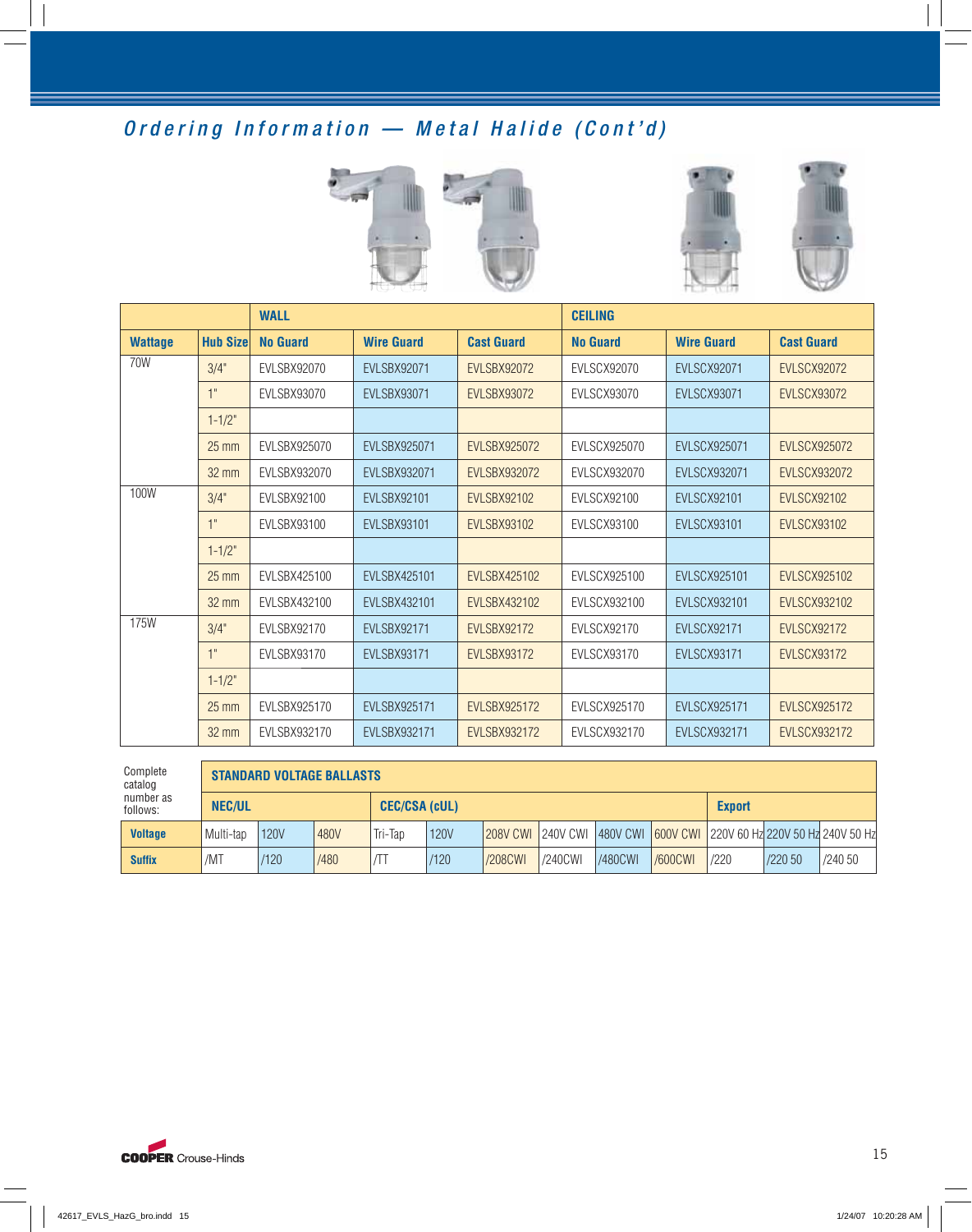## Ordering Information — Metal Halide (Cont'd)

| | | WALL | | | CEILING | | |
|---|---|---|---|---|---|---|---|
| **Wattage** | **Hub Size** | **No Guard** | **Wire Guard** | **Cast Guard** | **No Guard** | **Wire Guard** | **Cast Guard** |
| 70W | 3/4" | EVLSBX92070 | EVLSBX92071 | EVLSBX92072 | EVLSCX92070 | EVLSCX92071 | EVLSCX92072 |
| | 1" | EVLSBX93070 | EVLSBX93071 | EVLSBX93072 | EVLSCX93070 | EVLSCX93071 | EVLSCX93072 |
| | 1-1/2" | | | | | | |
| | 25 mm | EVLSBX925070 | EVLSBX925071 | EVLSBX925072 | EVLSCX925070 | EVLSCX925071 | EVLSCX925072 |
| | 32 mm | EVLSBX932070 | EVLSBX932071 | EVLSBX932072 | EVLSCX932070 | EVLSCX932071 | EVLSCX932072 |
| 100W | 3/4" | EVLSBX92100 | EVLSBX92101 | EVLSBX92102 | EVLSCX92100 | EVLSCX92101 | EVLSCX92102 |
| | 1" | EVLSBX93100 | EVLSBX93101 | EVLSBX93102 | EVLSCX93100 | EVLSCX93101 | EVLSCX93102 |
| | 1-1/2" | | | | | | |
| | 25 mm | EVLSBX425100 | EVLSBX425101 | EVLSBX425102 | EVLSCX925100 | EVLSCX925101 | EVLSCX925102 |
| | 32 mm | EVLSBX432100 | EVLSBX432101 | EVLSBX432102 | EVLSCX932100 | EVLSCX932101 | EVLSCX932102 |
| 175W | 3/4" | EVLSBX92170 | EVLSBX92171 | EVLSBX92172 | EVLSCX92170 | EVLSCX92171 | EVLSCX92172 |
| | 1" | EVLSBX93170 | EVLSBX93171 | EVLSBX93172 | EVLSCX93170 | EVLSCX93171 | EVLSCX93172 |
| | 1-1/2" | | | | | | |
| | 25 mm | EVLSBX925170 | EVLSBX925171 | EVLSBX925172 | EVLSCX925170 | EVLSCX925171 | EVLSCX925172 |
| | 32 mm | EVLSBX932170 | EVLSBX932171 | EVLSBX932172 | EVLSCX932170 | EVLSCX932171 | EVLSCX932172 |

| Complete catalog number as follows: | STANDARD VOLTAGE BALLASTS | | | | | | | | | | | |
|---|---|---|---|---|---|---|---|---|---|---|---|---|
| | **NEC/UL** | | | **CEC/CSA (cUL)** | | | | | | **Export** | | |
| **Voltage** | Multi-tap | 120V | 480V | Tri-Tap | 120V | 208V CWI | 240V CWI | 480V CWI | 600V CWI | 220V 60 Hz | 220V 50 Hz | 240V 50 Hz |
| **Suffix** | /MT | /120 | /480 | /TT | /120 | /208CWI | /240CWI | /480CWI | /600CWI | /220 | /220 50 | /240 50 |

COOPER Crouse-Hinds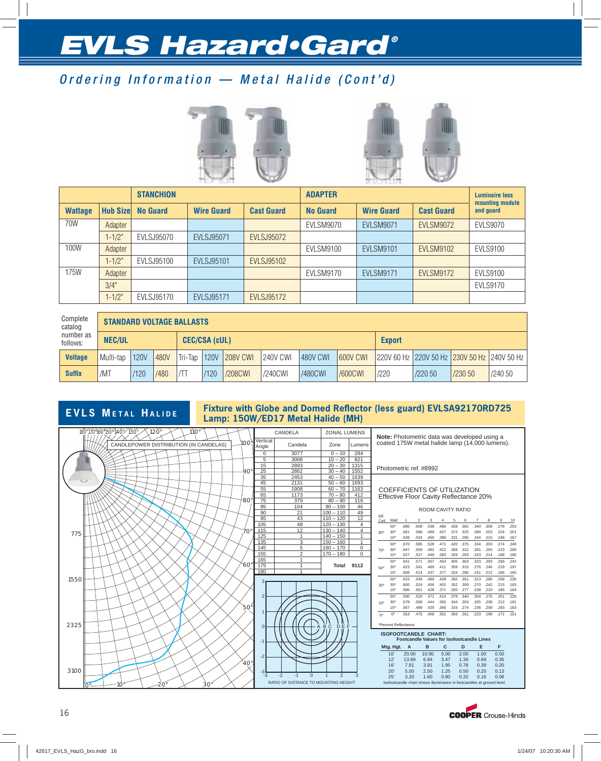# EVLS Hazard•Gard®

## Ordering Information — Metal Halide (Cont'd)

| | | STANCHION | | | ADAPTER | | | Luminaire less mounting module and guard |
|---|---|---|---|---|---|---|---|---|
| Wattage | Hub Size | No Guard | Wire Guard | Cast Guard | No Guard | Wire Guard | Cast Guard | |
| 70W | Adapter | | | | EVLSM9070 | EVLSM9071 | EVLSM9072 | EVLS9070 |
| | 1-1/2" | EVLSJ95070 | EVLSJ95071 | EVLSJ95072 | | | | |
| 100W | Adapter | | | | EVLSM9100 | EVLSM9101 | EVLSM9102 | EVLS9100 |
| | 1-1/2" | EVLSJ95100 | EVLSJ95101 | EVLSJ95102 | | | | |
| 175W | Adapter | | | | EVLSM9170 | EVLSM9171 | EVLSM9172 | EVLS9100 |
| | 3/4" | | | | | | | EVLS9170 |
| | 1-1/2" | EVLSJ95170 | EVLSJ95171 | EVLSJ95172 | | | | |

| Complete catalog number as follows: | STANDARD VOLTAGE BALLASTS | | | | | | | | | | | | |
|---|---|---|---|---|---|---|---|---|---|---|---|---|---|
| | NEC/UL | | | CEC/CSA (cUL) | | | | | | Export | | | |
| Voltage | Multi-tap | 120V | 480V | Tri-Tap | 120V | 208V CWI | 240V CWI | 480V CWI | 600V CWI | 220V 60 Hz | 220V 50 Hz | 230V 50 Hz | 240V 50 Hz |
| Suffix | /MT | /120 | /480 | /TT | /120 | /208CWI | /240CWI | /480CWI | /600CWI | /220 | /220 50 | /230 50 | /240 50 |

## EVLS Metal Halide

**Fixture with Globe and Domed Reflector (less guard) EVLSA92170RD725**
**Lamp: 150W/ED17 Metal Halide (MH)**

CANDLEPOWER DISTRIBUTION (IN CANDELAS)

| Vertical Angle | Candela | Zone | Lumens |
|---|---|---|---|
| 0 | 3077 | 0 – 10 | 284 |
| 5 | 3008 | 10 – 20 | 821 |
| 15 | 2893 | 20 – 30 | 1315 |
| 25 | 2862 | 30 – 40 | 1552 |
| 35 | 2453 | 40 – 50 | 1639 |
| 45 | 2131 | 50 – 60 | 1693 |
| 55 | 1908 | 60 – 70 | 1163 |
| 65 | 1173 | 70 – 80 | 412 |
| 75 | 379 | 80 – 90 | 116 |
| 85 | 104 | 90 – 100 | 46 |
| 90 | 21 | 100 – 110 | 49 |
| 95 | 43 | 110 – 120 | 12 |
| 105 | 48 | 120 – 130 | 4 |
| 115 | 12 | 130 – 140 | 4 |
| 125 | 1 | 140 – 150 | 1 |
| 135 | 3 | 150 – 160 | 1 |
| 145 | 5 | 160 – 170 | 0 |
| 155 | 2 | 170 – 180 | 0 |
| 165 | 1 | | |
| 175 | 1 | **Total** | **9112** |
| 180 | 1 | | |

RATIO OF DISTANCE TO MOUNTING HEIGHT

**Note:** Photometric data was developed using a coated 175W metal halide lamp (14,000 lumens).

Photometric ref. #8992

COEFFICIENTS OF UTILIZATION
Effective Floor Cavity Reflectance 20%

ROOM CAVITY RATIO

| Eff. Ceil. | Wall | 1 | 2 | 3 | 4 | 5 | 6 | 7 | 8 | 9 | 10 |
|---|---|---|---|---|---|---|---|---|---|---|---|
| 80* | 50* | .686 | .608 | .538 | .480 | .428 | .382 | .340 | .308 | .278 | .253 |
| | 30* | .661 | .568 | .489 | .427 | .372 | .325 | .284 | .253 | .224 | .201 |
| | 10* | .638 | .534 | .450 | .386 | .331 | .285 | .244 | .215 | .188 | .167 |
| 70* | 50* | .670 | .595 | .528 | .471 | .420 | .375 | .334 | .303 | .274 | .249 |
| | 30* | .647 | .559 | .482 | .422 | .368 | .322 | .281 | .250 | .223 | .200 |
| | 10* | .627 | .527 | .446 | .383 | .329 | .283 | .243 | .214 | .188 | .166 |
| 50* | 50* | .641 | .571 | .507 | .454 | .405 | .363 | .323 | .293 | .266 | .242 |
| | 30* | .623 | .541 | .469 | .411 | .359 | .315 | .276 | .246 | .219 | .197 |
| | 10* | .606 | .514 | .437 | .377 | .324 | .280 | .241 | .212 | .186 | .165 |
| 30* | 50* | .615 | .549 | .489 | .439 | .392 | .351 | .313 | .285 | .258 | .236 |
| | 30* | .600 | .524 | .456 | .402 | .352 | .309 | .270 | .242 | .215 | .193 |
| | 10* | .586 | .501 | .428 | .371 | .320 | .277 | .238 | .210 | .185 | .164 |
| 10* | 50* | .590 | .529 | .471 | .424 | .379 | .340 | .304 | .276 | .251 | .229 |
| | 30* | .578 | .508 | .444 | .392 | .344 | .303 | .265 | .238 | .212 | .191 |
| | 10* | .567 | .489 | .420 | .366 | .316 | .274 | .236 | .208 | .183 | .163 |
| 0* | 0* | .553 | .475 | .406 | .352 | .303 | .261 | .223 | .196 | .171 | .151 |

*Percent Reflectance

**ISOFOOTCANDLE CHART:**
Footcandle Values for Isofootcandle Lines

| Mtg. Hgt. | A | B | C | D | E | F |
|---|---|---|---|---|---|---|
| 10' | 20.00 | 10.00 | 5.00 | 2.00 | 1.00 | 0.50 |
| 12' | 13.89 | 6.94 | 3.47 | 1.39 | 0.69 | 0.35 |
| 16' | 7.81 | 3.91 | 1.95 | 0.78 | 0.39 | 0.20 |
| 20' | 5.00 | 2.50 | 1.25 | 0.50 | 0.25 | 0.13 |
| 25' | 3.20 | 1.60 | 0.80 | 0.32 | 0.16 | 0.08 |

Isofootcandle chart shows illuminance in footcandles at ground level.

COOPER Crouse-Hinds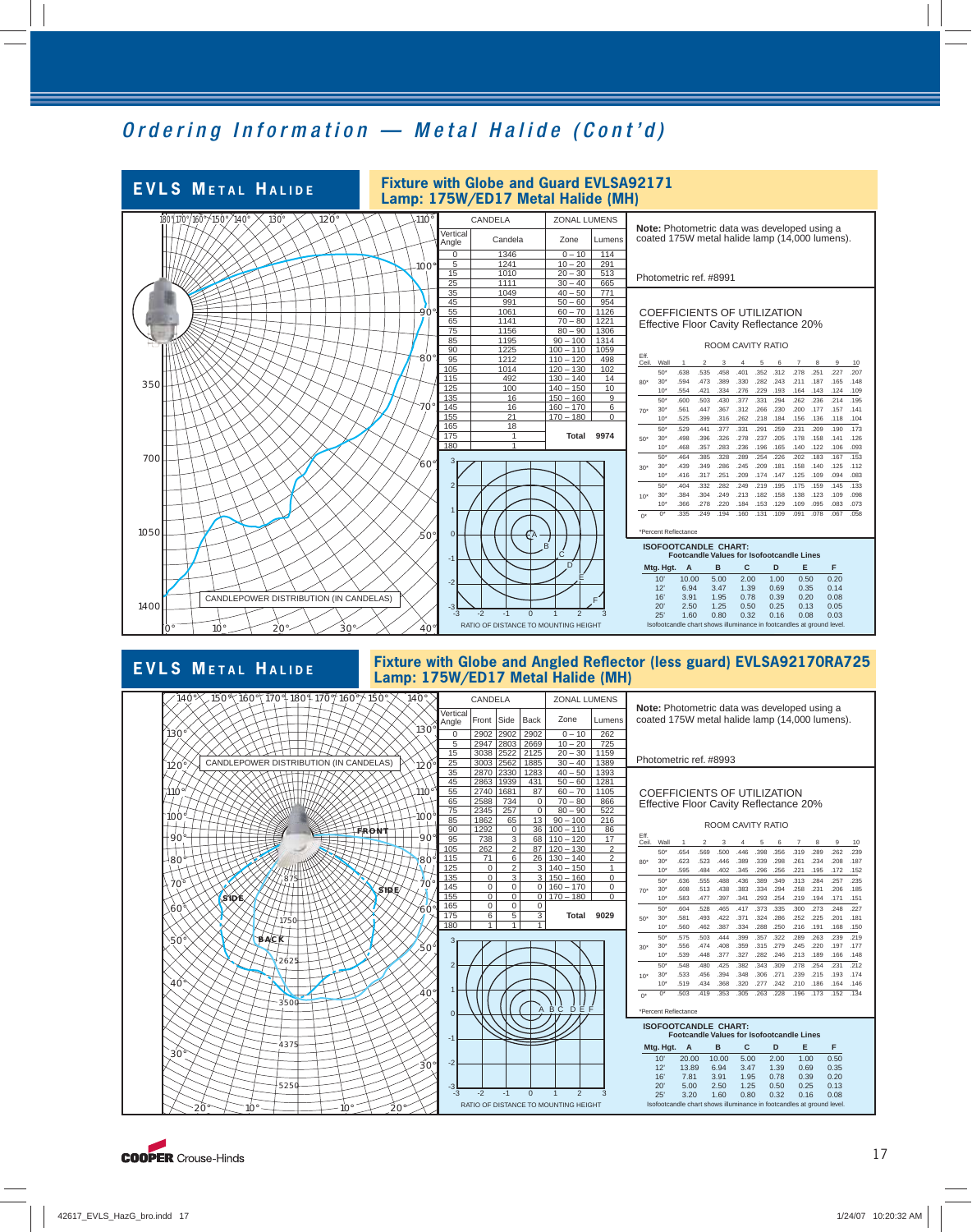# Ordering Information — Metal Halide (Cont'd)

## EVLS Metal Halide

### Fixture with Globe and Guard EVLSA92171
### Lamp: 175W/ED17 Metal Halide (MH)

CANDLEPOWER DISTRIBUTION (IN CANDELAS)

| Vertical Angle | Candela | Zone | Lumens |
|---|---|---|---|
| 0 | 1346 | 0 – 10 | 114 |
| 5 | 1241 | 10 – 20 | 291 |
| 15 | 1010 | 20 – 30 | 513 |
| 25 | 1111 | 30 – 40 | 665 |
| 35 | 1049 | 40 – 50 | 771 |
| 45 | 991 | 50 – 60 | 954 |
| 55 | 1061 | 60 – 70 | 1126 |
| 65 | 1141 | 70 – 80 | 1221 |
| 75 | 1156 | 80 – 90 | 1306 |
| 85 | 1195 | 90 – 100 | 1314 |
| 90 | 1225 | 100 – 110 | 1059 |
| 95 | 1212 | 110 – 120 | 498 |
| 105 | 1014 | 120 – 130 | 102 |
| 115 | 492 | 130 – 140 | 14 |
| 125 | 100 | 140 – 150 | 10 |
| 135 | 16 | 150 – 160 | 9 |
| 145 | 16 | 160 – 170 | 6 |
| 155 | 21 | 170 – 180 | 0 |
| 165 | 18 | | |
| 175 | 1 | Total | 9974 |
| 180 | 1 | | |

RATIO OF DISTANCE TO MOUNTING HEIGHT

**Note:** Photometric data was developed using a coated 175W metal halide lamp (14,000 lumens).

Photometric ref. #8991

**COEFFICIENTS OF UTILIZATION**
Effective Floor Cavity Reflectance 20%

ROOM CAVITY RATIO

| Eff. Ceil. | Wall | 1 | 2 | 3 | 4 | 5 | 6 | 7 | 8 | 9 | 10 |
|---|---|---|---|---|---|---|---|---|---|---|---|
| 80* | 50* | .638 | .535 | .458 | .401 | .352 | .312 | .278 | .251 | .227 | .207 |
| | 30* | .594 | .473 | .389 | .330 | .282 | .243 | .211 | .187 | .165 | .148 |
| | 10* | .554 | .421 | .334 | .276 | .229 | .193 | .164 | .143 | .124 | .109 |
| 70* | 50* | .600 | .503 | .430 | .377 | .331 | .294 | .262 | .236 | .214 | .195 |
| | 30* | .561 | .447 | .367 | .312 | .266 | .230 | .200 | .177 | .157 | .141 |
| | 10* | .525 | .399 | .316 | .262 | .218 | .184 | .156 | .136 | .118 | .104 |
| 50* | 50* | .529 | .441 | .377 | .331 | .291 | .259 | .231 | .209 | .190 | .173 |
| | 30* | .498 | .396 | .326 | .278 | .237 | .205 | .178 | .158 | .141 | .126 |
| | 10* | .468 | .357 | .283 | .236 | .196 | .165 | .140 | .122 | .106 | .093 |
| 30* | 50* | .464 | .385 | .328 | .289 | .254 | .226 | .202 | .183 | .167 | .153 |
| | 30* | .439 | .349 | .286 | .245 | .209 | .181 | .158 | .140 | .125 | .112 |
| | 10* | .416 | .317 | .251 | .209 | .174 | .147 | .125 | .109 | .094 | .083 |
| 10* | 50* | .404 | .332 | .282 | .249 | .219 | .195 | .175 | .159 | .145 | .133 |
| | 30* | .384 | .304 | .249 | .213 | .182 | .158 | .138 | .123 | .109 | .098 |
| | 10* | .366 | .278 | .220 | .184 | .153 | .129 | .109 | .095 | .083 | .073 |
| 0* | 0* | .335 | .249 | .194 | .160 | .131 | .109 | .091 | .078 | .067 | .058 |

*Percent Reflectance

**ISOFOOTCANDLE CHART:**
Footcandle Values for Isofootcandle Lines

| Mtg. Hgt. | A | B | C | D | E | F |
|---|---|---|---|---|---|---|
| 10' | 10.00 | 5.00 | 2.00 | 1.00 | 0.50 | 0.20 |
| 12' | 6.94 | 3.47 | 1.39 | 0.69 | 0.35 | 0.14 |
| 16' | 3.91 | 1.95 | 0.78 | 0.39 | 0.20 | 0.08 |
| 20' | 2.50 | 1.25 | 0.50 | 0.25 | 0.13 | 0.05 |
| 25' | 1.60 | 0.80 | 0.32 | 0.16 | 0.08 | 0.03 |

Isofootcandle chart shows illuminance in footcandles at ground level.

## EVLS Metal Halide

### Fixture with Globe and Angled Reflector (less guard) EVLSA92170RA725
### Lamp: 175W/ED17 Metal Halide (MH)

CANDLEPOWER DISTRIBUTION (IN CANDELAS)

| Vertical Angle | Front | Side | Back | Zone | Lumens |
|---|---|---|---|---|---|
| 0 | 2902 | 2902 | 2902 | 0 – 10 | 262 |
| 5 | 2947 | 2803 | 2669 | 10 – 20 | 725 |
| 15 | 3038 | 2522 | 2125 | 20 – 30 | 1159 |
| 25 | 3003 | 2562 | 1885 | 30 – 40 | 1389 |
| 35 | 2870 | 2330 | 1283 | 40 – 50 | 1393 |
| 45 | 2863 | 1939 | 431 | 50 – 60 | 1281 |
| 55 | 2740 | 1681 | 87 | 60 – 70 | 1105 |
| 65 | 2588 | 734 | 0 | 70 – 80 | 866 |
| 75 | 2345 | 257 | 0 | 80 – 90 | 522 |
| 85 | 1862 | 65 | 13 | 90 – 100 | 216 |
| 90 | 1292 | 0 | 36 | 100 – 110 | 86 |
| 95 | 738 | 3 | 68 | 110 – 120 | 17 |
| 105 | 262 | 2 | 87 | 120 – 130 | 2 |
| 115 | 71 | 6 | 26 | 130 – 140 | 2 |
| 125 | 0 | 2 | 3 | 140 – 150 | 1 |
| 135 | 0 | 3 | 3 | 150 – 160 | 0 |
| 145 | 0 | 0 | 0 | 160 – 170 | 0 |
| 155 | 0 | 0 | 0 | 170 – 180 | 0 |
| 165 | 0 | 0 | 0 | | |
| 175 | 6 | 5 | 3 | Total | 9029 |
| 180 | 1 | 1 | 1 | | |

RATIO OF DISTANCE TO MOUNTING HEIGHT

**Note:** Photometric data was developed using a coated 175W metal halide lamp (14,000 lumens).

Photometric ref. #8993

**COEFFICIENTS OF UTILIZATION**
Effective Floor Cavity Reflectance 20%

ROOM CAVITY RATIO

| Eff. Ceil. | Wall | 1 | 2 | 3 | 4 | 5 | 6 | 7 | 8 | 9 | 10 |
|---|---|---|---|---|---|---|---|---|---|---|---|
| 80* | 50* | .654 | .569 | .500 | .446 | .398 | .356 | .319 | .289 | .262 | .239 |
| | 30* | .623 | .523 | .446 | .389 | .339 | .298 | .261 | .234 | .208 | .187 |
| | 10* | .595 | .484 | .402 | .345 | .296 | .256 | .221 | .195 | .172 | .152 |
| 70* | 50* | .636 | .555 | .488 | .436 | .389 | .349 | .313 | .284 | .257 | .235 |
| | 30* | .608 | .513 | .438 | .383 | .334 | .294 | .258 | .231 | .206 | .185 |
| | 10* | .583 | .477 | .397 | .341 | .293 | .254 | .219 | .194 | .171 | .151 |
| 50* | 50* | .604 | .528 | .465 | .417 | .373 | .335 | .300 | .273 | .248 | .227 |
| | 30* | .581 | .493 | .422 | .371 | .324 | .286 | .252 | .225 | .201 | .181 |
| | 10* | .560 | .462 | .387 | .334 | .288 | .250 | .216 | .191 | .168 | .150 |
| 30* | 50* | .575 | .503 | .444 | .399 | .357 | .322 | .289 | .263 | .239 | .219 |
| | 30* | .556 | .474 | .408 | .359 | .315 | .279 | .245 | .220 | .197 | .177 |
| | 10* | .539 | .448 | .377 | .327 | .282 | .246 | .213 | .189 | .166 | .148 |
| 10* | 50* | .548 | .480 | .425 | .382 | .343 | .309 | .278 | .254 | .231 | .212 |
| | 30* | .533 | .456 | .394 | .348 | .306 | .271 | .239 | .215 | .193 | .174 |
| | 10* | .519 | .434 | .368 | .320 | .277 | .242 | .210 | .186 | .164 | .146 |
| 0* | 0* | .503 | .419 | .353 | .305 | .263 | .228 | .196 | .173 | .152 | .134 |

*Percent Reflectance

**ISOFOOTCANDLE CHART:**
Footcandle Values for Isofootcandle Lines

| Mtg. Hgt. | A | B | C | D | E | F |
|---|---|---|---|---|---|---|
| 10' | 20.00 | 10.00 | 5.00 | 2.00 | 1.00 | 0.50 |
| 12' | 13.89 | 6.94 | 3.47 | 1.39 | 0.69 | 0.35 |
| 16' | 7.81 | 3.91 | 1.95 | 0.78 | 0.39 | 0.20 |
| 20' | 5.00 | 2.50 | 1.25 | 0.50 | 0.25 | 0.13 |
| 25' | 3.20 | 1.60 | 0.80 | 0.32 | 0.16 | 0.08 |

Isofootcandle chart shows illuminance in footcandles at ground level.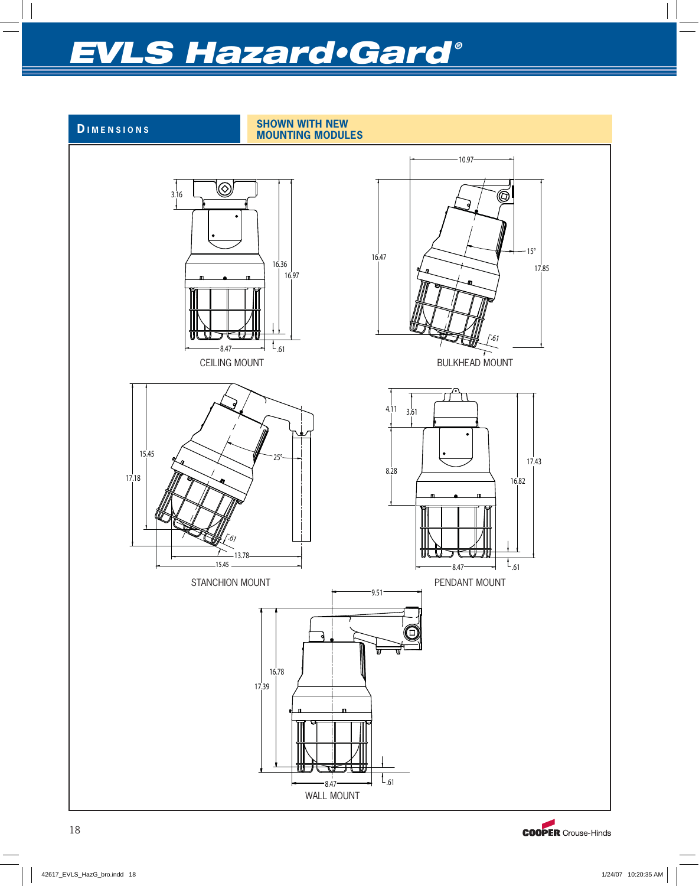# EVLS Hazard•Gard®

## DIMENSIONS

**SHOWN WITH NEW MOUNTING MODULES**

3.16

16.36

16.97

8.47

.61

CEILING MOUNT

10.97

16.47

15°

17.85

.61

BULKHEAD MOUNT

15.45

17.18

25°

.61

13.78

15.45

STANCHION MOUNT

4.11

3.61

8.28

17.43

16.82

8.47

.61

PENDANT MOUNT

9.51

16.78

17.39

8.47

.61

WALL MOUNT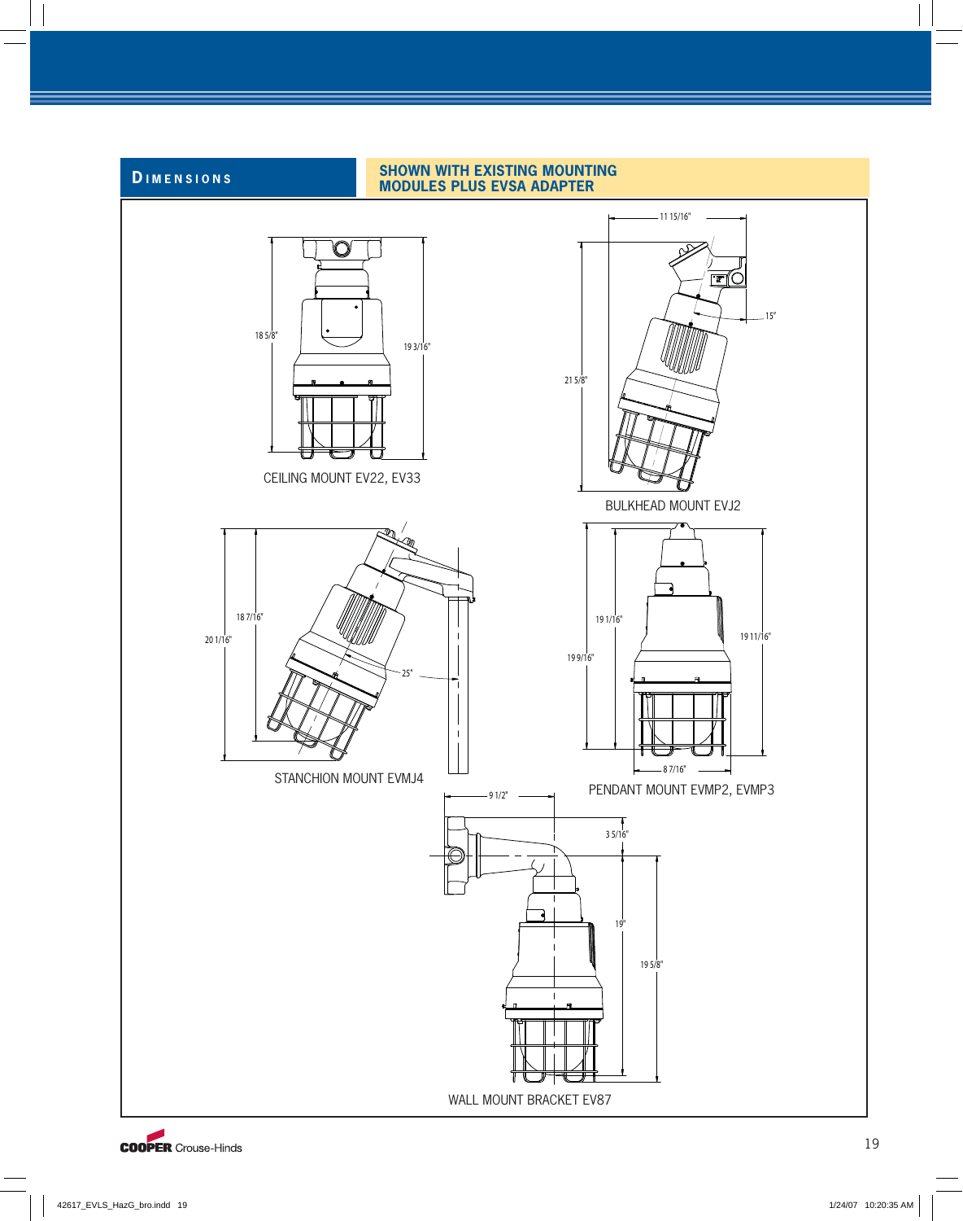## DIMENSIONS

**SHOWN WITH EXISTING MOUNTING MODULES PLUS EVSA ADAPTER**

18 5/8"

19 3/16"

CEILING MOUNT EV22, EV33

11 15/16"

15°

21 5/8"

BULKHEAD MOUNT EVJ2

18 7/16"

20 1/16"

25°

STANCHION MOUNT EVMJ4

19 1/16"

19 9/16"

19 11/16"

8 7/16"

PENDANT MOUNT EVMP2, EVMP3

9 1/2"

3 5/16"

19"

19 5/8"

WALL MOUNT BRACKET EV87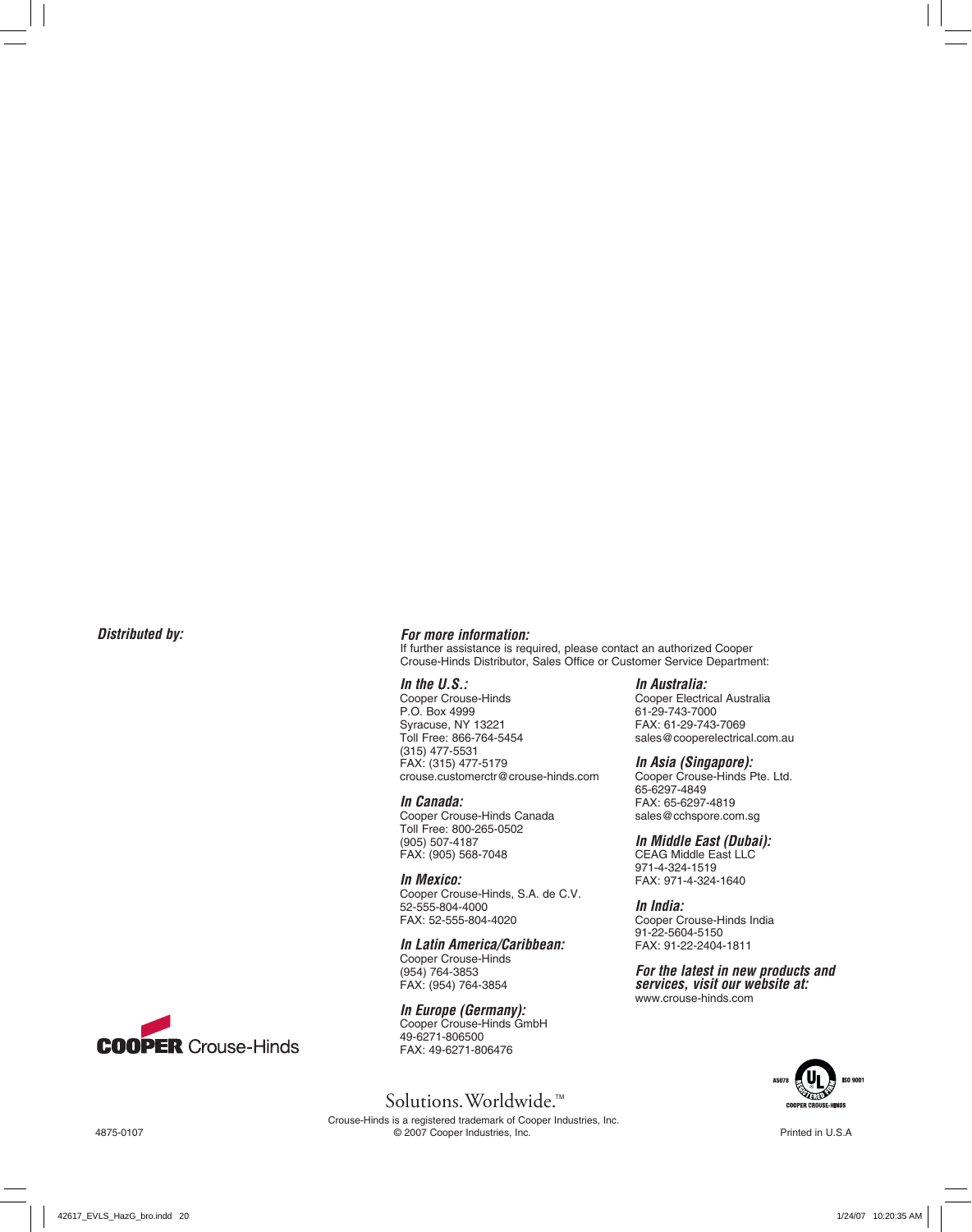***Distributed by:***

***For more information:***
If further assistance is required, please contact an authorized Cooper Crouse-Hinds Distributor, Sales Office or Customer Service Department:

***In the U.S.:***
Cooper Crouse-Hinds
P.O. Box 4999
Syracuse, NY 13221
Toll Free: 866-764-5454
(315) 477-5531
FAX: (315) 477-5179
crouse.customerctr@crouse-hinds.com

***In Canada:***
Cooper Crouse-Hinds Canada
Toll Free: 800-265-0502
(905) 507-4187
FAX: (905) 568-7048

***In Mexico:***
Cooper Crouse-Hinds, S.A. de C.V.
52-555-804-4000
FAX: 52-555-804-4020

***In Latin America/Caribbean:***
Cooper Crouse-Hinds
(954) 764-3853
FAX: (954) 764-3854

***In Europe (Germany):***
Cooper Crouse-Hinds GmbH
49-6271-806500
FAX: 49-6271-806476

***In Australia:***
Cooper Electrical Australia
61-29-743-7000
FAX: 61-29-743-7069
sales@cooperelectrical.com.au

***In Asia (Singapore):***
Cooper Crouse-Hinds Pte. Ltd.
65-6297-4849
FAX: 65-6297-4819
sales@cchspore.com.sg

***In Middle East (Dubai):***
CEAG Middle East LLC
971-4-324-1519
FAX: 971-4-324-1640

***In India:***
Cooper Crouse-Hinds India
91-22-5604-5150
FAX: 91-22-2404-1811

***For the latest in new products and services, visit our website at:***
www.crouse-hinds.com

COOPER Crouse-Hinds

Solutions. Worldwide.™

Crouse-Hinds is a registered trademark of Cooper Industries, Inc.
© 2007 Cooper Industries, Inc.

4875-0107

Printed in U.S.A